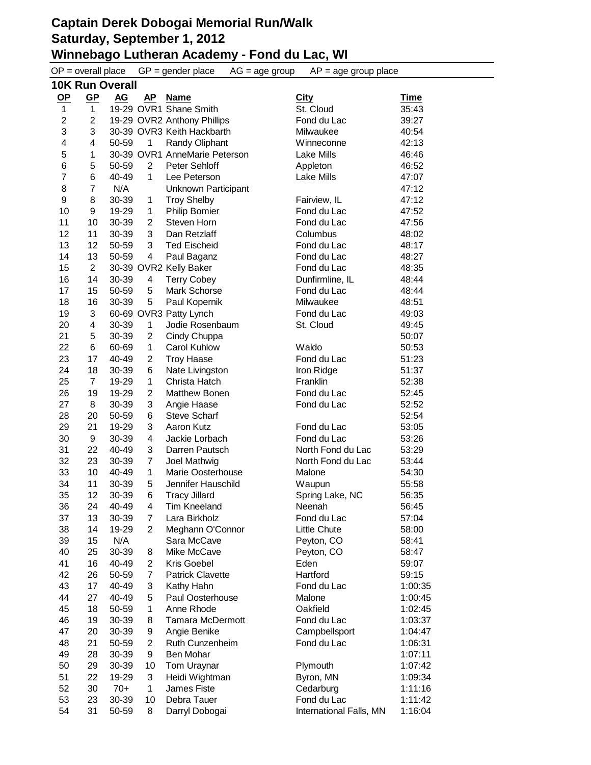# Captain Derek Dobogai Memorial Run/Walk
# Saturday, September 1, 2012
# Winnebago Lutheran Academy - Fond du Lac, WI

OP = overall place GP = gender place AG = age group AP = age group place

## 10K Run Overall

| OP | GP | AG | AP | Name | City | Time |
|---|---|---|---|---|---|---|
| 1 | 1 | 19-29 | OVR1 | Shane Smith | St. Cloud | 35:43 |
| 2 | 2 | 19-29 | OVR2 | Anthony Phillips | Fond du Lac | 39:27 |
| 3 | 3 | 30-39 | OVR3 | Keith Hackbarth | Milwaukee | 40:54 |
| 4 | 4 | 50-59 | 1 | Randy Oliphant | Winneconne | 42:13 |
| 5 | 1 | 30-39 | OVR1 | AnneMarie Peterson | Lake Mills | 46:46 |
| 6 | 5 | 50-59 | 2 | Peter Sehloff | Appleton | 46:52 |
| 7 | 6 | 40-49 | 1 | Lee Peterson | Lake Mills | 47:07 |
| 8 | 7 | N/A | | Unknown Participant | | 47:12 |
| 9 | 8 | 30-39 | 1 | Troy Shelby | Fairview, IL | 47:12 |
| 10 | 9 | 19-29 | 1 | Philip Bomier | Fond du Lac | 47:52 |
| 11 | 10 | 30-39 | 2 | Steven Horn | Fond du Lac | 47:56 |
| 12 | 11 | 30-39 | 3 | Dan Retzlaff | Columbus | 48:02 |
| 13 | 12 | 50-59 | 3 | Ted Eischeid | Fond du Lac | 48:17 |
| 14 | 13 | 50-59 | 4 | Paul Baganz | Fond du Lac | 48:27 |
| 15 | 2 | 30-39 | OVR2 | Kelly Baker | Fond du Lac | 48:35 |
| 16 | 14 | 30-39 | 4 | Terry Cobey | Dunfirmline, IL | 48:44 |
| 17 | 15 | 50-59 | 5 | Mark Schorse | Fond du Lac | 48:44 |
| 18 | 16 | 30-39 | 5 | Paul Kopernik | Milwaukee | 48:51 |
| 19 | 3 | 60-69 | OVR3 | Patty Lynch | Fond du Lac | 49:03 |
| 20 | 4 | 30-39 | 1 | Jodie Rosenbaum | St. Cloud | 49:45 |
| 21 | 5 | 30-39 | 2 | Cindy Chuppa | | 50:07 |
| 22 | 6 | 60-69 | 1 | Carol Kuhlow | Waldo | 50:53 |
| 23 | 17 | 40-49 | 2 | Troy Haase | Fond du Lac | 51:23 |
| 24 | 18 | 30-39 | 6 | Nate Livingston | Iron Ridge | 51:37 |
| 25 | 7 | 19-29 | 1 | Christa Hatch | Franklin | 52:38 |
| 26 | 19 | 19-29 | 2 | Matthew Bonen | Fond du Lac | 52:45 |
| 27 | 8 | 30-39 | 3 | Angie Haase | Fond du Lac | 52:52 |
| 28 | 20 | 50-59 | 6 | Steve Scharf | | 52:54 |
| 29 | 21 | 19-29 | 3 | Aaron Kutz | Fond du Lac | 53:05 |
| 30 | 9 | 30-39 | 4 | Jackie Lorbach | Fond du Lac | 53:26 |
| 31 | 22 | 40-49 | 3 | Darren Pautsch | North Fond du Lac | 53:29 |
| 32 | 23 | 30-39 | 7 | Joel Mathwig | North Fond du Lac | 53:44 |
| 33 | 10 | 40-49 | 1 | Marie Oosterhouse | Malone | 54:30 |
| 34 | 11 | 30-39 | 5 | Jennifer Hauschild | Waupun | 55:58 |
| 35 | 12 | 30-39 | 6 | Tracy Jillard | Spring Lake, NC | 56:35 |
| 36 | 24 | 40-49 | 4 | Tim Kneeland | Neenah | 56:45 |
| 37 | 13 | 30-39 | 7 | Lara Birkholz | Fond du Lac | 57:04 |
| 38 | 14 | 19-29 | 2 | Meghann O'Connor | Little Chute | 58:00 |
| 39 | 15 | N/A | | Sara McCave | Peyton, CO | 58:41 |
| 40 | 25 | 30-39 | 8 | Mike McCave | Peyton, CO | 58:47 |
| 41 | 16 | 40-49 | 2 | Kris Goebel | Eden | 59:07 |
| 42 | 26 | 50-59 | 7 | Patrick Clavette | Hartford | 59:15 |
| 43 | 17 | 40-49 | 3 | Kathy Hahn | Fond du Lac | 1:00:35 |
| 44 | 27 | 40-49 | 5 | Paul Oosterhouse | Malone | 1:00:45 |
| 45 | 18 | 50-59 | 1 | Anne Rhode | Oakfield | 1:02:45 |
| 46 | 19 | 30-39 | 8 | Tamara McDermott | Fond du Lac | 1:03:37 |
| 47 | 20 | 30-39 | 9 | Angie Benike | Campbellsport | 1:04:47 |
| 48 | 21 | 50-59 | 2 | Ruth Cunzenheim | Fond du Lac | 1:06:31 |
| 49 | 28 | 30-39 | 9 | Ben Mohar | | 1:07:11 |
| 50 | 29 | 30-39 | 10 | Tom Uraynar | Plymouth | 1:07:42 |
| 51 | 22 | 19-29 | 3 | Heidi Wightman | Byron, MN | 1:09:34 |
| 52 | 30 | 70+ | 1 | James Fiste | Cedarburg | 1:11:16 |
| 53 | 23 | 30-39 | 10 | Debra Tauer | Fond du Lac | 1:11:42 |
| 54 | 31 | 50-59 | 8 | Darryl Dobogai | International Falls, MN | 1:16:04 |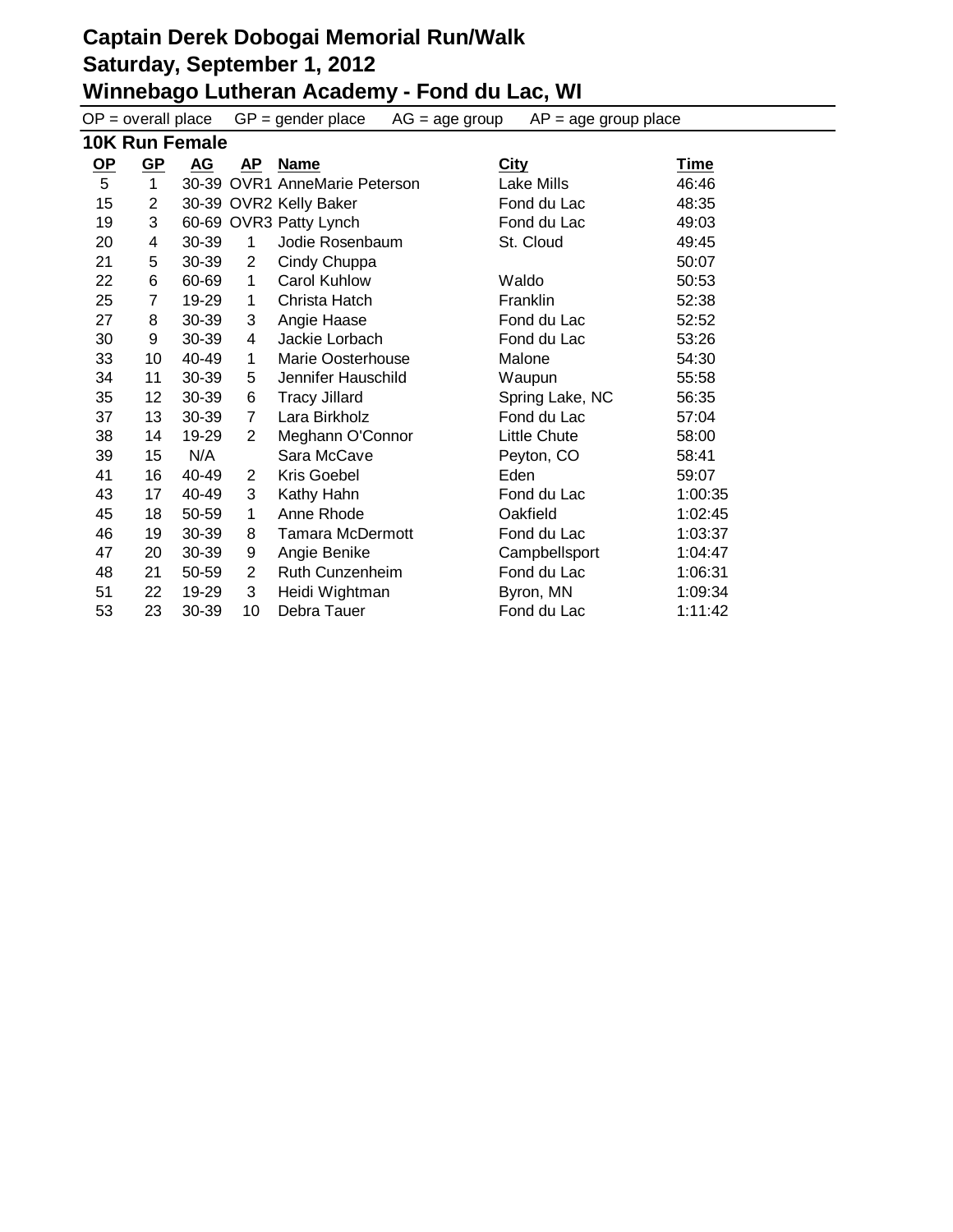# Captain Derek Dobogai Memorial Run/Walk
## Saturday, September 1, 2012
## Winnebago Lutheran Academy - Fond du Lac, WI

OP = overall place GP = gender place AG = age group AP = age group place

### 10K Run Female

| OP | GP | AG | AP | Name | City | Time |
|---|---|---|---|---|---|---|
| 5 | 1 | 30-39 | OVR1 | AnneMarie Peterson | Lake Mills | 46:46 |
| 15 | 2 | 30-39 | OVR2 | Kelly Baker | Fond du Lac | 48:35 |
| 19 | 3 | 60-69 | OVR3 | Patty Lynch | Fond du Lac | 49:03 |
| 20 | 4 | 30-39 | 1 | Jodie Rosenbaum | St. Cloud | 49:45 |
| 21 | 5 | 30-39 | 2 | Cindy Chuppa | | 50:07 |
| 22 | 6 | 60-69 | 1 | Carol Kuhlow | Waldo | 50:53 |
| 25 | 7 | 19-29 | 1 | Christa Hatch | Franklin | 52:38 |
| 27 | 8 | 30-39 | 3 | Angie Haase | Fond du Lac | 52:52 |
| 30 | 9 | 30-39 | 4 | Jackie Lorbach | Fond du Lac | 53:26 |
| 33 | 10 | 40-49 | 1 | Marie Oosterhouse | Malone | 54:30 |
| 34 | 11 | 30-39 | 5 | Jennifer Hauschild | Waupun | 55:58 |
| 35 | 12 | 30-39 | 6 | Tracy Jillard | Spring Lake, NC | 56:35 |
| 37 | 13 | 30-39 | 7 | Lara Birkholz | Fond du Lac | 57:04 |
| 38 | 14 | 19-29 | 2 | Meghann O'Connor | Little Chute | 58:00 |
| 39 | 15 | N/A | | Sara McCave | Peyton, CO | 58:41 |
| 41 | 16 | 40-49 | 2 | Kris Goebel | Eden | 59:07 |
| 43 | 17 | 40-49 | 3 | Kathy Hahn | Fond du Lac | 1:00:35 |
| 45 | 18 | 50-59 | 1 | Anne Rhode | Oakfield | 1:02:45 |
| 46 | 19 | 30-39 | 8 | Tamara McDermott | Fond du Lac | 1:03:37 |
| 47 | 20 | 30-39 | 9 | Angie Benike | Campbellsport | 1:04:47 |
| 48 | 21 | 50-59 | 2 | Ruth Cunzenheim | Fond du Lac | 1:06:31 |
| 51 | 22 | 19-29 | 3 | Heidi Wightman | Byron, MN | 1:09:34 |
| 53 | 23 | 30-39 | 10 | Debra Tauer | Fond du Lac | 1:11:42 |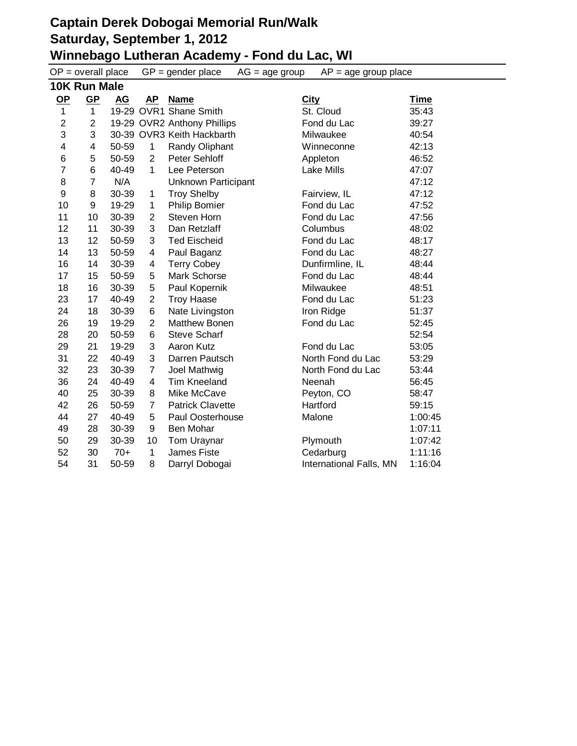# Captain Derek Dobogai Memorial Run/Walk
## Saturday, September 1, 2012
## Winnebago Lutheran Academy - Fond du Lac, WI

OP = overall place GP = gender place AG = age group AP = age group place

### 10K Run Male

| OP | GP | AG | AP | Name | City | Time |
|---|---|---|---|---|---|---|
| 1 | 1 | 19-29 | OVR1 | Shane Smith | St. Cloud | 35:43 |
| 2 | 2 | 19-29 | OVR2 | Anthony Phillips | Fond du Lac | 39:27 |
| 3 | 3 | 30-39 | OVR3 | Keith Hackbarth | Milwaukee | 40:54 |
| 4 | 4 | 50-59 | 1 | Randy Oliphant | Winneconne | 42:13 |
| 6 | 5 | 50-59 | 2 | Peter Sehloff | Appleton | 46:52 |
| 7 | 6 | 40-49 | 1 | Lee Peterson | Lake Mills | 47:07 |
| 8 | 7 | N/A | | Unknown Participant | | 47:12 |
| 9 | 8 | 30-39 | 1 | Troy Shelby | Fairview, IL | 47:12 |
| 10 | 9 | 19-29 | 1 | Philip Bomier | Fond du Lac | 47:52 |
| 11 | 10 | 30-39 | 2 | Steven Horn | Fond du Lac | 47:56 |
| 12 | 11 | 30-39 | 3 | Dan Retzlaff | Columbus | 48:02 |
| 13 | 12 | 50-59 | 3 | Ted Eischeid | Fond du Lac | 48:17 |
| 14 | 13 | 50-59 | 4 | Paul Baganz | Fond du Lac | 48:27 |
| 16 | 14 | 30-39 | 4 | Terry Cobey | Dunfirmline, IL | 48:44 |
| 17 | 15 | 50-59 | 5 | Mark Schorse | Fond du Lac | 48:44 |
| 18 | 16 | 30-39 | 5 | Paul Kopernik | Milwaukee | 48:51 |
| 23 | 17 | 40-49 | 2 | Troy Haase | Fond du Lac | 51:23 |
| 24 | 18 | 30-39 | 6 | Nate Livingston | Iron Ridge | 51:37 |
| 26 | 19 | 19-29 | 2 | Matthew Bonen | Fond du Lac | 52:45 |
| 28 | 20 | 50-59 | 6 | Steve Scharf | | 52:54 |
| 29 | 21 | 19-29 | 3 | Aaron Kutz | Fond du Lac | 53:05 |
| 31 | 22 | 40-49 | 3 | Darren Pautsch | North Fond du Lac | 53:29 |
| 32 | 23 | 30-39 | 7 | Joel Mathwig | North Fond du Lac | 53:44 |
| 36 | 24 | 40-49 | 4 | Tim Kneeland | Neenah | 56:45 |
| 40 | 25 | 30-39 | 8 | Mike McCave | Peyton, CO | 58:47 |
| 42 | 26 | 50-59 | 7 | Patrick Clavette | Hartford | 59:15 |
| 44 | 27 | 40-49 | 5 | Paul Oosterhouse | Malone | 1:00:45 |
| 49 | 28 | 30-39 | 9 | Ben Mohar | | 1:07:11 |
| 50 | 29 | 30-39 | 10 | Tom Uraynar | Plymouth | 1:07:42 |
| 52 | 30 | 70+ | 1 | James Fiste | Cedarburg | 1:11:16 |
| 54 | 31 | 50-59 | 8 | Darryl Dobogai | International Falls, MN | 1:16:04 |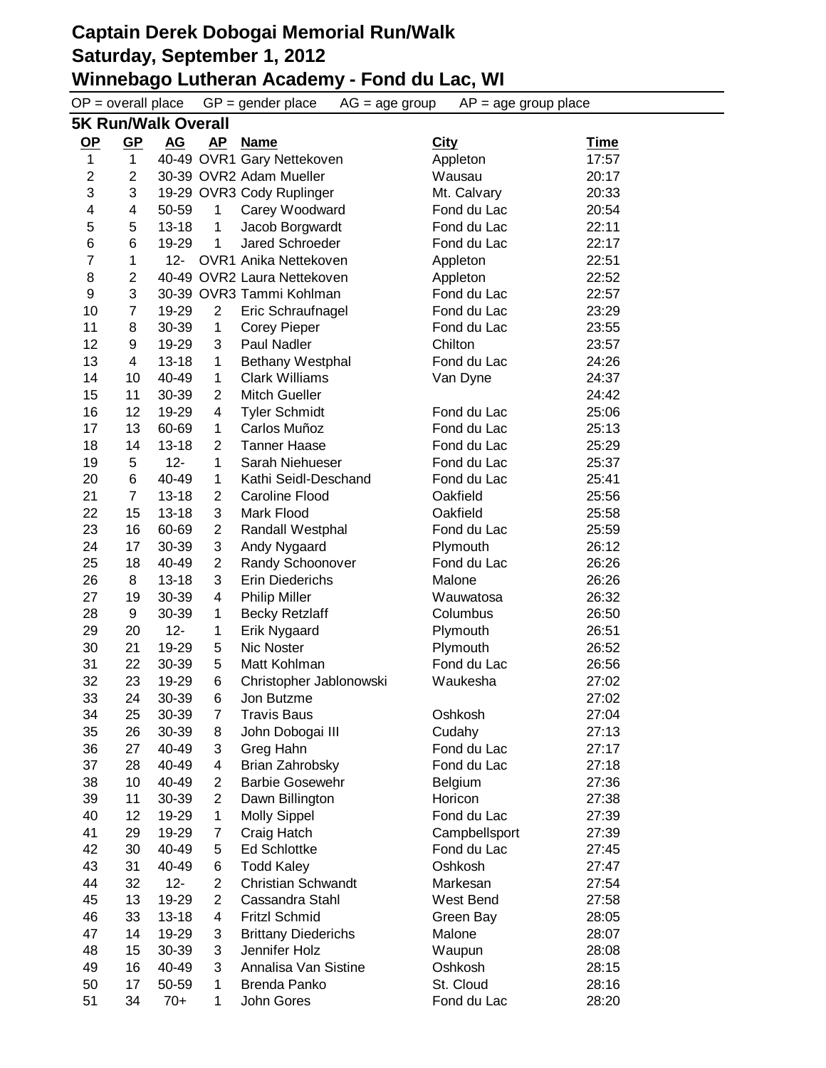# Captain Derek Dobogai Memorial Run/Walk
## Saturday, September 1, 2012
## Winnebago Lutheran Academy - Fond du Lac, WI

OP = overall place GP = gender place AG = age group AP = age group place

### 5K Run/Walk Overall

| OP | GP | AG | AP | Name | City | Time |
|---|---|---|---|---|---|---|
| 1 | 1 | 40-49 | OVR1 | Gary Nettekoven | Appleton | 17:57 |
| 2 | 2 | 30-39 | OVR2 | Adam Mueller | Wausau | 20:17 |
| 3 | 3 | 19-29 | OVR3 | Cody Ruplinger | Mt. Calvary | 20:33 |
| 4 | 4 | 50-59 | 1 | Carey Woodward | Fond du Lac | 20:54 |
| 5 | 5 | 13-18 | 1 | Jacob Borgwardt | Fond du Lac | 22:11 |
| 6 | 6 | 19-29 | 1 | Jared Schroeder | Fond du Lac | 22:17 |
| 7 | 1 | 12- | OVR1 | Anika Nettekoven | Appleton | 22:51 |
| 8 | 2 | 40-49 | OVR2 | Laura Nettekoven | Appleton | 22:52 |
| 9 | 3 | 30-39 | OVR3 | Tammi Kohlman | Fond du Lac | 22:57 |
| 10 | 7 | 19-29 | 2 | Eric Schraufnagel | Fond du Lac | 23:29 |
| 11 | 8 | 30-39 | 1 | Corey Pieper | Fond du Lac | 23:55 |
| 12 | 9 | 19-29 | 3 | Paul Nadler | Chilton | 23:57 |
| 13 | 4 | 13-18 | 1 | Bethany Westphal | Fond du Lac | 24:26 |
| 14 | 10 | 40-49 | 1 | Clark Williams | Van Dyne | 24:37 |
| 15 | 11 | 30-39 | 2 | Mitch Gueller | | 24:42 |
| 16 | 12 | 19-29 | 4 | Tyler Schmidt | Fond du Lac | 25:06 |
| 17 | 13 | 60-69 | 1 | Carlos Muñoz | Fond du Lac | 25:13 |
| 18 | 14 | 13-18 | 2 | Tanner Haase | Fond du Lac | 25:29 |
| 19 | 5 | 12- | 1 | Sarah Niehueser | Fond du Lac | 25:37 |
| 20 | 6 | 40-49 | 1 | Kathi Seidl-Deschand | Fond du Lac | 25:41 |
| 21 | 7 | 13-18 | 2 | Caroline Flood | Oakfield | 25:56 |
| 22 | 15 | 13-18 | 3 | Mark Flood | Oakfield | 25:58 |
| 23 | 16 | 60-69 | 2 | Randall Westphal | Fond du Lac | 25:59 |
| 24 | 17 | 30-39 | 3 | Andy Nygaard | Plymouth | 26:12 |
| 25 | 18 | 40-49 | 2 | Randy Schoonover | Fond du Lac | 26:26 |
| 26 | 8 | 13-18 | 3 | Erin Diederichs | Malone | 26:26 |
| 27 | 19 | 30-39 | 4 | Philip Miller | Wauwatosa | 26:32 |
| 28 | 9 | 30-39 | 1 | Becky Retzlaff | Columbus | 26:50 |
| 29 | 20 | 12- | 1 | Erik Nygaard | Plymouth | 26:51 |
| 30 | 21 | 19-29 | 5 | Nic Noster | Plymouth | 26:52 |
| 31 | 22 | 30-39 | 5 | Matt Kohlman | Fond du Lac | 26:56 |
| 32 | 23 | 19-29 | 6 | Christopher Jablonowski | Waukesha | 27:02 |
| 33 | 24 | 30-39 | 6 | Jon Butzme | | 27:02 |
| 34 | 25 | 30-39 | 7 | Travis Baus | Oshkosh | 27:04 |
| 35 | 26 | 30-39 | 8 | John Dobogai III | Cudahy | 27:13 |
| 36 | 27 | 40-49 | 3 | Greg Hahn | Fond du Lac | 27:17 |
| 37 | 28 | 40-49 | 4 | Brian Zahrobsky | Fond du Lac | 27:18 |
| 38 | 10 | 40-49 | 2 | Barbie Gosewehr | Belgium | 27:36 |
| 39 | 11 | 30-39 | 2 | Dawn Billington | Horicon | 27:38 |
| 40 | 12 | 19-29 | 1 | Molly Sippel | Fond du Lac | 27:39 |
| 41 | 29 | 19-29 | 7 | Craig Hatch | Campbellsport | 27:39 |
| 42 | 30 | 40-49 | 5 | Ed Schlottke | Fond du Lac | 27:45 |
| 43 | 31 | 40-49 | 6 | Todd Kaley | Oshkosh | 27:47 |
| 44 | 32 | 12- | 2 | Christian Schwandt | Markesan | 27:54 |
| 45 | 13 | 19-29 | 2 | Cassandra Stahl | West Bend | 27:58 |
| 46 | 33 | 13-18 | 4 | Fritzl Schmid | Green Bay | 28:05 |
| 47 | 14 | 19-29 | 3 | Brittany Diederichs | Malone | 28:07 |
| 48 | 15 | 30-39 | 3 | Jennifer Holz | Waupun | 28:08 |
| 49 | 16 | 40-49 | 3 | Annalisa Van Sistine | Oshkosh | 28:15 |
| 50 | 17 | 50-59 | 1 | Brenda Panko | St. Cloud | 28:16 |
| 51 | 34 | 70+ | 1 | John Gores | Fond du Lac | 28:20 |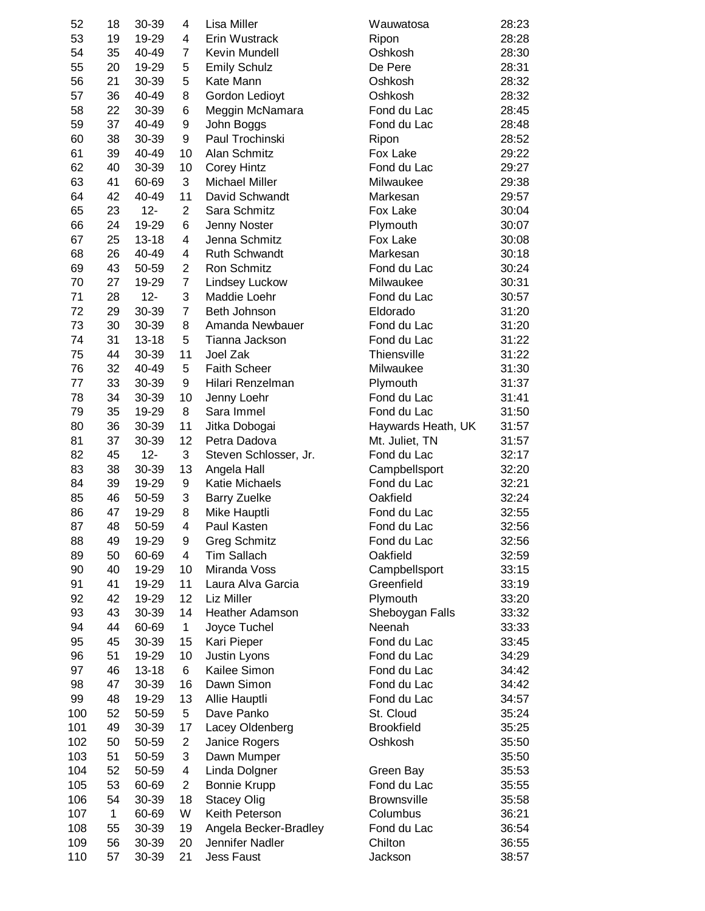| | | | | | | |
|---|---|---|---|---|---|---|
| 52 | 18 | 30-39 | 4 | Lisa Miller | Wauwatosa | 28:23 |
| 53 | 19 | 19-29 | 4 | Erin Wustrack | Ripon | 28:28 |
| 54 | 35 | 40-49 | 7 | Kevin Mundell | Oshkosh | 28:30 |
| 55 | 20 | 19-29 | 5 | Emily Schulz | De Pere | 28:31 |
| 56 | 21 | 30-39 | 5 | Kate Mann | Oshkosh | 28:32 |
| 57 | 36 | 40-49 | 8 | Gordon Ledioyt | Oshkosh | 28:32 |
| 58 | 22 | 30-39 | 6 | Meggin McNamara | Fond du Lac | 28:45 |
| 59 | 37 | 40-49 | 9 | John Boggs | Fond du Lac | 28:48 |
| 60 | 38 | 30-39 | 9 | Paul Trochinski | Ripon | 28:52 |
| 61 | 39 | 40-49 | 10 | Alan Schmitz | Fox Lake | 29:22 |
| 62 | 40 | 30-39 | 10 | Corey Hintz | Fond du Lac | 29:27 |
| 63 | 41 | 60-69 | 3 | Michael Miller | Milwaukee | 29:38 |
| 64 | 42 | 40-49 | 11 | David Schwandt | Markesan | 29:57 |
| 65 | 23 | 12- | 2 | Sara Schmitz | Fox Lake | 30:04 |
| 66 | 24 | 19-29 | 6 | Jenny Noster | Plymouth | 30:07 |
| 67 | 25 | 13-18 | 4 | Jenna Schmitz | Fox Lake | 30:08 |
| 68 | 26 | 40-49 | 4 | Ruth Schwandt | Markesan | 30:18 |
| 69 | 43 | 50-59 | 2 | Ron Schmitz | Fond du Lac | 30:24 |
| 70 | 27 | 19-29 | 7 | Lindsey Luckow | Milwaukee | 30:31 |
| 71 | 28 | 12- | 3 | Maddie Loehr | Fond du Lac | 30:57 |
| 72 | 29 | 30-39 | 7 | Beth Johnson | Eldorado | 31:20 |
| 73 | 30 | 30-39 | 8 | Amanda Newbauer | Fond du Lac | 31:20 |
| 74 | 31 | 13-18 | 5 | Tianna Jackson | Fond du Lac | 31:22 |
| 75 | 44 | 30-39 | 11 | Joel Zak | Thiensville | 31:22 |
| 76 | 32 | 40-49 | 5 | Faith Scheer | Milwaukee | 31:30 |
| 77 | 33 | 30-39 | 9 | Hilari Renzelman | Plymouth | 31:37 |
| 78 | 34 | 30-39 | 10 | Jenny Loehr | Fond du Lac | 31:41 |
| 79 | 35 | 19-29 | 8 | Sara Immel | Fond du Lac | 31:50 |
| 80 | 36 | 30-39 | 11 | Jitka Dobogai | Haywards Heath, UK | 31:57 |
| 81 | 37 | 30-39 | 12 | Petra Dadova | Mt. Juliet, TN | 31:57 |
| 82 | 45 | 12- | 3 | Steven Schlosser, Jr. | Fond du Lac | 32:17 |
| 83 | 38 | 30-39 | 13 | Angela Hall | Campbellsport | 32:20 |
| 84 | 39 | 19-29 | 9 | Katie Michaels | Fond du Lac | 32:21 |
| 85 | 46 | 50-59 | 3 | Barry Zuelke | Oakfield | 32:24 |
| 86 | 47 | 19-29 | 8 | Mike Hauptli | Fond du Lac | 32:55 |
| 87 | 48 | 50-59 | 4 | Paul Kasten | Fond du Lac | 32:56 |
| 88 | 49 | 19-29 | 9 | Greg Schmitz | Fond du Lac | 32:56 |
| 89 | 50 | 60-69 | 4 | Tim Sallach | Oakfield | 32:59 |
| 90 | 40 | 19-29 | 10 | Miranda Voss | Campbellsport | 33:15 |
| 91 | 41 | 19-29 | 11 | Laura Alva Garcia | Greenfield | 33:19 |
| 92 | 42 | 19-29 | 12 | Liz Miller | Plymouth | 33:20 |
| 93 | 43 | 30-39 | 14 | Heather Adamson | Sheboygan Falls | 33:32 |
| 94 | 44 | 60-69 | 1 | Joyce Tuchel | Neenah | 33:33 |
| 95 | 45 | 30-39 | 15 | Kari Pieper | Fond du Lac | 33:45 |
| 96 | 51 | 19-29 | 10 | Justin Lyons | Fond du Lac | 34:29 |
| 97 | 46 | 13-18 | 6 | Kailee Simon | Fond du Lac | 34:42 |
| 98 | 47 | 30-39 | 16 | Dawn Simon | Fond du Lac | 34:42 |
| 99 | 48 | 19-29 | 13 | Allie Hauptli | Fond du Lac | 34:57 |
| 100 | 52 | 50-59 | 5 | Dave Panko | St. Cloud | 35:24 |
| 101 | 49 | 30-39 | 17 | Lacey Oldenberg | Brookfield | 35:25 |
| 102 | 50 | 50-59 | 2 | Janice Rogers | Oshkosh | 35:50 |
| 103 | 51 | 50-59 | 3 | Dawn Mumper | | 35:50 |
| 104 | 52 | 50-59 | 4 | Linda Dolgner | Green Bay | 35:53 |
| 105 | 53 | 60-69 | 2 | Bonnie Krupp | Fond du Lac | 35:55 |
| 106 | 54 | 30-39 | 18 | Stacey Olig | Brownsville | 35:58 |
| 107 | 1 | 60-69 | W | Keith Peterson | Columbus | 36:21 |
| 108 | 55 | 30-39 | 19 | Angela Becker-Bradley | Fond du Lac | 36:54 |
| 109 | 56 | 30-39 | 20 | Jennifer Nadler | Chilton | 36:55 |
| 110 | 57 | 30-39 | 21 | Jess Faust | Jackson | 38:57 |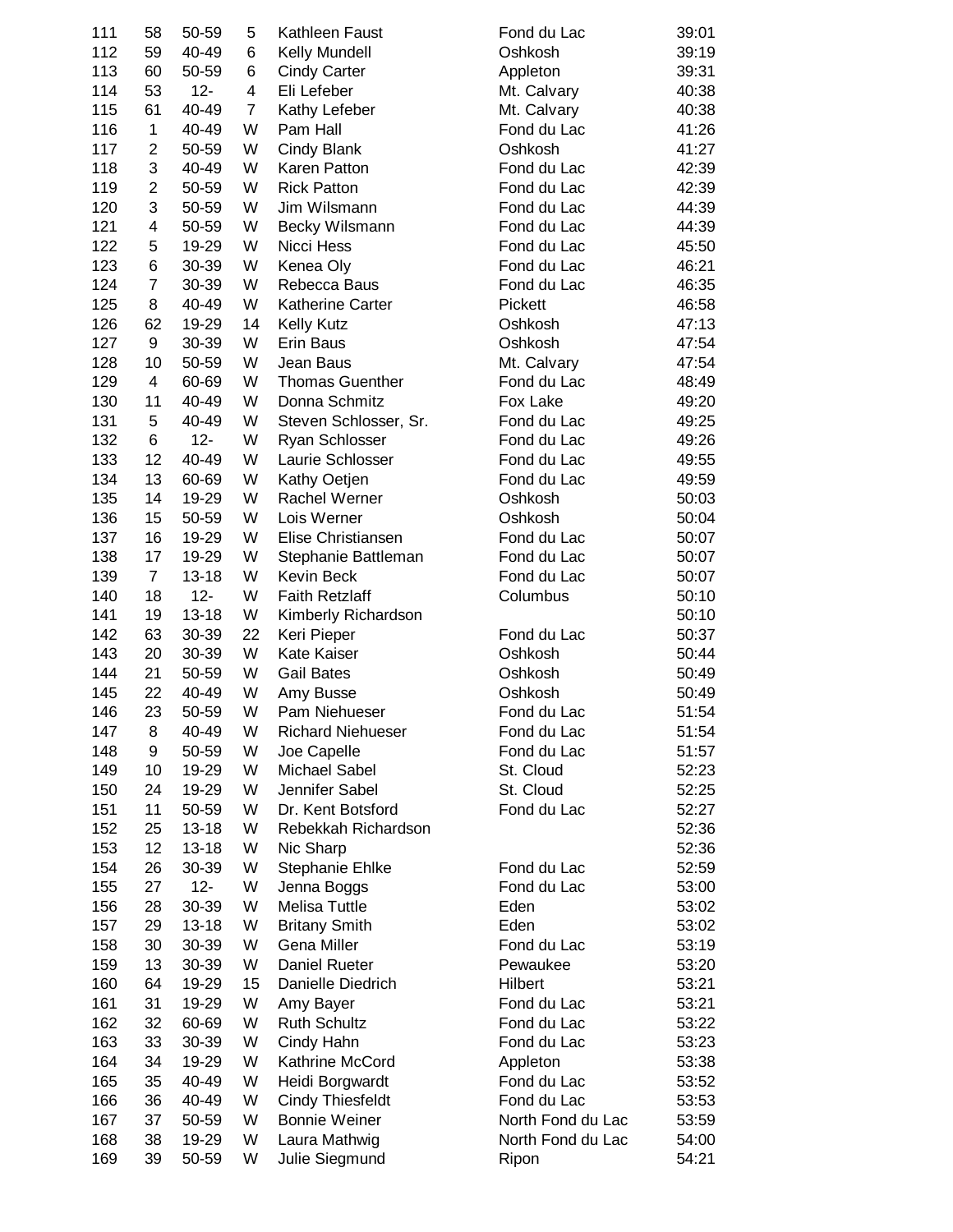| | | | | | | |
|---|---|---|---|---|---|---|
| 111 | 58 | 50-59 | 5 | Kathleen Faust | Fond du Lac | 39:01 |
| 112 | 59 | 40-49 | 6 | Kelly Mundell | Oshkosh | 39:19 |
| 113 | 60 | 50-59 | 6 | Cindy Carter | Appleton | 39:31 |
| 114 | 53 | 12- | 4 | Eli Lefeber | Mt. Calvary | 40:38 |
| 115 | 61 | 40-49 | 7 | Kathy Lefeber | Mt. Calvary | 40:38 |
| 116 | 1 | 40-49 | W | Pam Hall | Fond du Lac | 41:26 |
| 117 | 2 | 50-59 | W | Cindy Blank | Oshkosh | 41:27 |
| 118 | 3 | 40-49 | W | Karen Patton | Fond du Lac | 42:39 |
| 119 | 2 | 50-59 | W | Rick Patton | Fond du Lac | 42:39 |
| 120 | 3 | 50-59 | W | Jim Wilsmann | Fond du Lac | 44:39 |
| 121 | 4 | 50-59 | W | Becky Wilsmann | Fond du Lac | 44:39 |
| 122 | 5 | 19-29 | W | Nicci Hess | Fond du Lac | 45:50 |
| 123 | 6 | 30-39 | W | Kenea Oly | Fond du Lac | 46:21 |
| 124 | 7 | 30-39 | W | Rebecca Baus | Fond du Lac | 46:35 |
| 125 | 8 | 40-49 | W | Katherine Carter | Pickett | 46:58 |
| 126 | 62 | 19-29 | 14 | Kelly Kutz | Oshkosh | 47:13 |
| 127 | 9 | 30-39 | W | Erin Baus | Oshkosh | 47:54 |
| 128 | 10 | 50-59 | W | Jean Baus | Mt. Calvary | 47:54 |
| 129 | 4 | 60-69 | W | Thomas Guenther | Fond du Lac | 48:49 |
| 130 | 11 | 40-49 | W | Donna Schmitz | Fox Lake | 49:20 |
| 131 | 5 | 40-49 | W | Steven Schlosser, Sr. | Fond du Lac | 49:25 |
| 132 | 6 | 12- | W | Ryan Schlosser | Fond du Lac | 49:26 |
| 133 | 12 | 40-49 | W | Laurie Schlosser | Fond du Lac | 49:55 |
| 134 | 13 | 60-69 | W | Kathy Oetjen | Fond du Lac | 49:59 |
| 135 | 14 | 19-29 | W | Rachel Werner | Oshkosh | 50:03 |
| 136 | 15 | 50-59 | W | Lois Werner | Oshkosh | 50:04 |
| 137 | 16 | 19-29 | W | Elise Christiansen | Fond du Lac | 50:07 |
| 138 | 17 | 19-29 | W | Stephanie Battleman | Fond du Lac | 50:07 |
| 139 | 7 | 13-18 | W | Kevin Beck | Fond du Lac | 50:07 |
| 140 | 18 | 12- | W | Faith Retzlaff | Columbus | 50:10 |
| 141 | 19 | 13-18 | W | Kimberly Richardson | | 50:10 |
| 142 | 63 | 30-39 | 22 | Keri Pieper | Fond du Lac | 50:37 |
| 143 | 20 | 30-39 | W | Kate Kaiser | Oshkosh | 50:44 |
| 144 | 21 | 50-59 | W | Gail Bates | Oshkosh | 50:49 |
| 145 | 22 | 40-49 | W | Amy Busse | Oshkosh | 50:49 |
| 146 | 23 | 50-59 | W | Pam Niehueser | Fond du Lac | 51:54 |
| 147 | 8 | 40-49 | W | Richard Niehueser | Fond du Lac | 51:54 |
| 148 | 9 | 50-59 | W | Joe Capelle | Fond du Lac | 51:57 |
| 149 | 10 | 19-29 | W | Michael Sabel | St. Cloud | 52:23 |
| 150 | 24 | 19-29 | W | Jennifer Sabel | St. Cloud | 52:25 |
| 151 | 11 | 50-59 | W | Dr. Kent Botsford | Fond du Lac | 52:27 |
| 152 | 25 | 13-18 | W | Rebekkah Richardson | | 52:36 |
| 153 | 12 | 13-18 | W | Nic Sharp | | 52:36 |
| 154 | 26 | 30-39 | W | Stephanie Ehlke | Fond du Lac | 52:59 |
| 155 | 27 | 12- | W | Jenna Boggs | Fond du Lac | 53:00 |
| 156 | 28 | 30-39 | W | Melisa Tuttle | Eden | 53:02 |
| 157 | 29 | 13-18 | W | Britany Smith | Eden | 53:02 |
| 158 | 30 | 30-39 | W | Gena Miller | Fond du Lac | 53:19 |
| 159 | 13 | 30-39 | W | Daniel Rueter | Pewaukee | 53:20 |
| 160 | 64 | 19-29 | 15 | Danielle Diedrich | Hilbert | 53:21 |
| 161 | 31 | 19-29 | W | Amy Bayer | Fond du Lac | 53:21 |
| 162 | 32 | 60-69 | W | Ruth Schultz | Fond du Lac | 53:22 |
| 163 | 33 | 30-39 | W | Cindy Hahn | Fond du Lac | 53:23 |
| 164 | 34 | 19-29 | W | Kathrine McCord | Appleton | 53:38 |
| 165 | 35 | 40-49 | W | Heidi Borgwardt | Fond du Lac | 53:52 |
| 166 | 36 | 40-49 | W | Cindy Thiesfeldt | Fond du Lac | 53:53 |
| 167 | 37 | 50-59 | W | Bonnie Weiner | North Fond du Lac | 53:59 |
| 168 | 38 | 19-29 | W | Laura Mathwig | North Fond du Lac | 54:00 |
| 169 | 39 | 50-59 | W | Julie Siegmund | Ripon | 54:21 |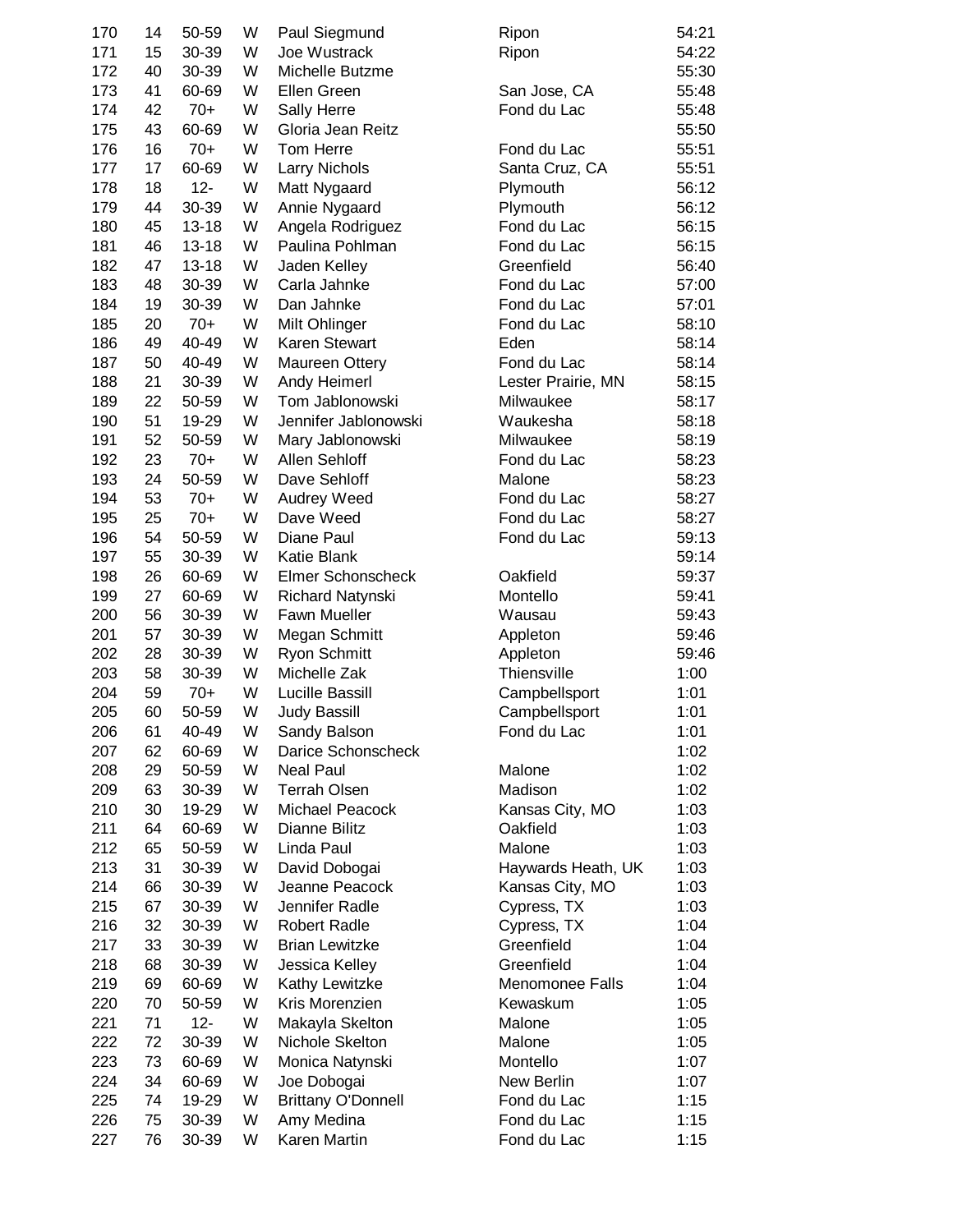| | | | | | | |
|---|---|---|---|---|---|---|
| 170 | 14 | 50-59 | W | Paul Siegmund | Ripon | 54:21 |
| 171 | 15 | 30-39 | W | Joe Wustrack | Ripon | 54:22 |
| 172 | 40 | 30-39 | W | Michelle Butzme | | 55:30 |
| 173 | 41 | 60-69 | W | Ellen Green | San Jose, CA | 55:48 |
| 174 | 42 | 70+ | W | Sally Herre | Fond du Lac | 55:48 |
| 175 | 43 | 60-69 | W | Gloria Jean Reitz | | 55:50 |
| 176 | 16 | 70+ | W | Tom Herre | Fond du Lac | 55:51 |
| 177 | 17 | 60-69 | W | Larry Nichols | Santa Cruz, CA | 55:51 |
| 178 | 18 | 12- | W | Matt Nygaard | Plymouth | 56:12 |
| 179 | 44 | 30-39 | W | Annie Nygaard | Plymouth | 56:12 |
| 180 | 45 | 13-18 | W | Angela Rodriguez | Fond du Lac | 56:15 |
| 181 | 46 | 13-18 | W | Paulina Pohlman | Fond du Lac | 56:15 |
| 182 | 47 | 13-18 | W | Jaden Kelley | Greenfield | 56:40 |
| 183 | 48 | 30-39 | W | Carla Jahnke | Fond du Lac | 57:00 |
| 184 | 19 | 30-39 | W | Dan Jahnke | Fond du Lac | 57:01 |
| 185 | 20 | 70+ | W | Milt Ohlinger | Fond du Lac | 58:10 |
| 186 | 49 | 40-49 | W | Karen Stewart | Eden | 58:14 |
| 187 | 50 | 40-49 | W | Maureen Ottery | Fond du Lac | 58:14 |
| 188 | 21 | 30-39 | W | Andy Heimerl | Lester Prairie, MN | 58:15 |
| 189 | 22 | 50-59 | W | Tom Jablonowski | Milwaukee | 58:17 |
| 190 | 51 | 19-29 | W | Jennifer Jablonowski | Waukesha | 58:18 |
| 191 | 52 | 50-59 | W | Mary Jablonowski | Milwaukee | 58:19 |
| 192 | 23 | 70+ | W | Allen Sehloff | Fond du Lac | 58:23 |
| 193 | 24 | 50-59 | W | Dave Sehloff | Malone | 58:23 |
| 194 | 53 | 70+ | W | Audrey Weed | Fond du Lac | 58:27 |
| 195 | 25 | 70+ | W | Dave Weed | Fond du Lac | 58:27 |
| 196 | 54 | 50-59 | W | Diane Paul | Fond du Lac | 59:13 |
| 197 | 55 | 30-39 | W | Katie Blank | | 59:14 |
| 198 | 26 | 60-69 | W | Elmer Schonscheck | Oakfield | 59:37 |
| 199 | 27 | 60-69 | W | Richard Natynski | Montello | 59:41 |
| 200 | 56 | 30-39 | W | Fawn Mueller | Wausau | 59:43 |
| 201 | 57 | 30-39 | W | Megan Schmitt | Appleton | 59:46 |
| 202 | 28 | 30-39 | W | Ryon Schmitt | Appleton | 59:46 |
| 203 | 58 | 30-39 | W | Michelle Zak | Thiensville | 1:00 |
| 204 | 59 | 70+ | W | Lucille Bassill | Campbellsport | 1:01 |
| 205 | 60 | 50-59 | W | Judy Bassill | Campbellsport | 1:01 |
| 206 | 61 | 40-49 | W | Sandy Balson | Fond du Lac | 1:01 |
| 207 | 62 | 60-69 | W | Darice Schonscheck | | 1:02 |
| 208 | 29 | 50-59 | W | Neal Paul | Malone | 1:02 |
| 209 | 63 | 30-39 | W | Terrah Olsen | Madison | 1:02 |
| 210 | 30 | 19-29 | W | Michael Peacock | Kansas City, MO | 1:03 |
| 211 | 64 | 60-69 | W | Dianne Bilitz | Oakfield | 1:03 |
| 212 | 65 | 50-59 | W | Linda Paul | Malone | 1:03 |
| 213 | 31 | 30-39 | W | David Dobogai | Haywards Heath, UK | 1:03 |
| 214 | 66 | 30-39 | W | Jeanne Peacock | Kansas City, MO | 1:03 |
| 215 | 67 | 30-39 | W | Jennifer Radle | Cypress, TX | 1:03 |
| 216 | 32 | 30-39 | W | Robert Radle | Cypress, TX | 1:04 |
| 217 | 33 | 30-39 | W | Brian Lewitzke | Greenfield | 1:04 |
| 218 | 68 | 30-39 | W | Jessica Kelley | Greenfield | 1:04 |
| 219 | 69 | 60-69 | W | Kathy Lewitzke | Menomonee Falls | 1:04 |
| 220 | 70 | 50-59 | W | Kris Morenzien | Kewaskum | 1:05 |
| 221 | 71 | 12- | W | Makayla Skelton | Malone | 1:05 |
| 222 | 72 | 30-39 | W | Nichole Skelton | Malone | 1:05 |
| 223 | 73 | 60-69 | W | Monica Natynski | Montello | 1:07 |
| 224 | 34 | 60-69 | W | Joe Dobogai | New Berlin | 1:07 |
| 225 | 74 | 19-29 | W | Brittany O'Donnell | Fond du Lac | 1:15 |
| 226 | 75 | 30-39 | W | Amy Medina | Fond du Lac | 1:15 |
| 227 | 76 | 30-39 | W | Karen Martin | Fond du Lac | 1:15 |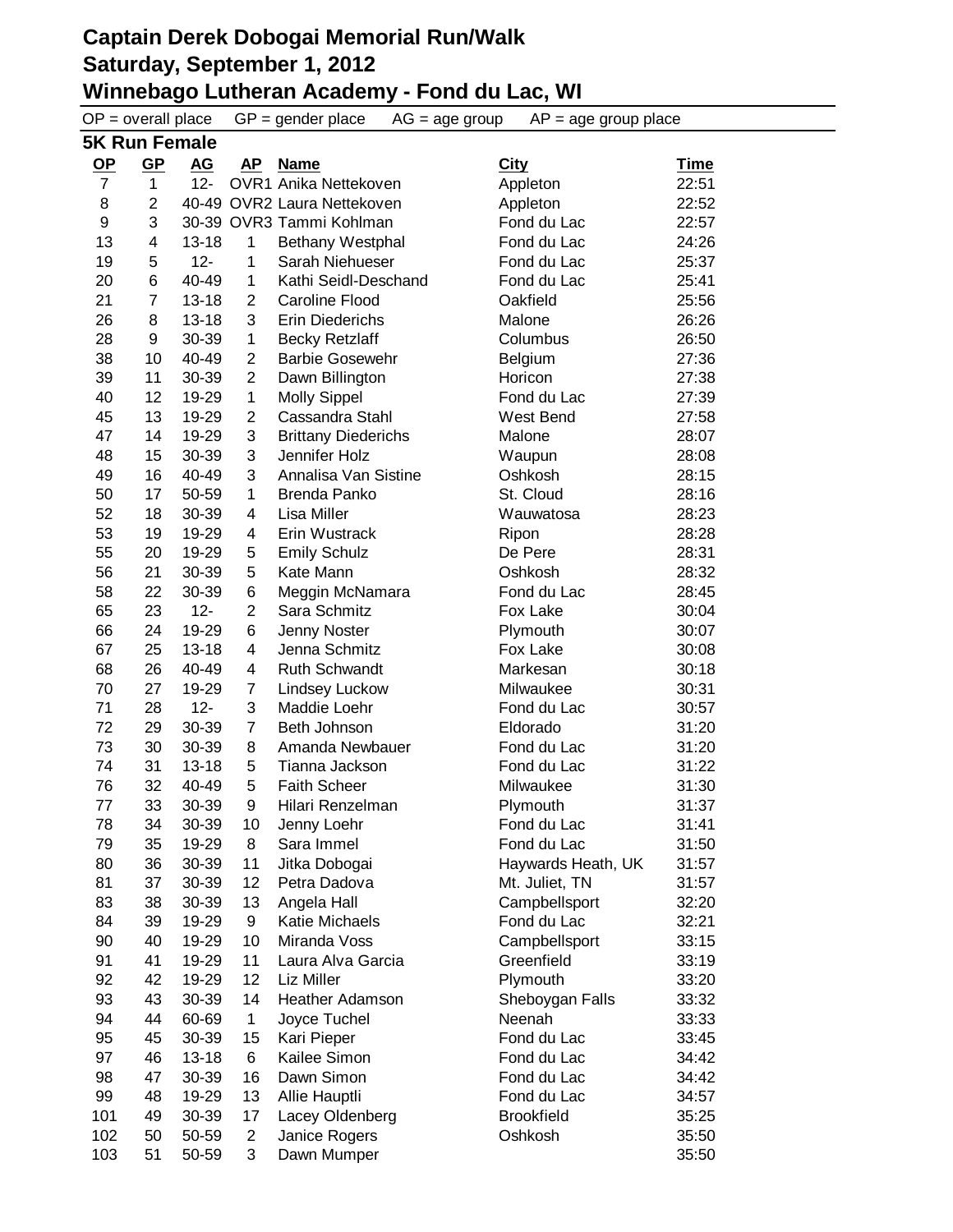# Captain Derek Dobogai Memorial Run/Walk
## Saturday, September 1, 2012
## Winnebago Lutheran Academy - Fond du Lac, WI

OP = overall place    GP = gender place    AG = age group    AP = age group place

### 5K Run Female

| OP | GP | AG | AP | Name | City | Time |
|---|---|---|---|---|---|---|
| 7 | 1 | 12- | OVR1 | Anika Nettekoven | Appleton | 22:51 |
| 8 | 2 | 40-49 | OVR2 | Laura Nettekoven | Appleton | 22:52 |
| 9 | 3 | 30-39 | OVR3 | Tammi Kohlman | Fond du Lac | 22:57 |
| 13 | 4 | 13-18 | 1 | Bethany Westphal | Fond du Lac | 24:26 |
| 19 | 5 | 12- | 1 | Sarah Niehueser | Fond du Lac | 25:37 |
| 20 | 6 | 40-49 | 1 | Kathi Seidl-Deschand | Fond du Lac | 25:41 |
| 21 | 7 | 13-18 | 2 | Caroline Flood | Oakfield | 25:56 |
| 26 | 8 | 13-18 | 3 | Erin Diederichs | Malone | 26:26 |
| 28 | 9 | 30-39 | 1 | Becky Retzlaff | Columbus | 26:50 |
| 38 | 10 | 40-49 | 2 | Barbie Gosewehr | Belgium | 27:36 |
| 39 | 11 | 30-39 | 2 | Dawn Billington | Horicon | 27:38 |
| 40 | 12 | 19-29 | 1 | Molly Sippel | Fond du Lac | 27:39 |
| 45 | 13 | 19-29 | 2 | Cassandra Stahl | West Bend | 27:58 |
| 47 | 14 | 19-29 | 3 | Brittany Diederichs | Malone | 28:07 |
| 48 | 15 | 30-39 | 3 | Jennifer Holz | Waupun | 28:08 |
| 49 | 16 | 40-49 | 3 | Annalisa Van Sistine | Oshkosh | 28:15 |
| 50 | 17 | 50-59 | 1 | Brenda Panko | St. Cloud | 28:16 |
| 52 | 18 | 30-39 | 4 | Lisa Miller | Wauwatosa | 28:23 |
| 53 | 19 | 19-29 | 4 | Erin Wustrack | Ripon | 28:28 |
| 55 | 20 | 19-29 | 5 | Emily Schulz | De Pere | 28:31 |
| 56 | 21 | 30-39 | 5 | Kate Mann | Oshkosh | 28:32 |
| 58 | 22 | 30-39 | 6 | Meggin McNamara | Fond du Lac | 28:45 |
| 65 | 23 | 12- | 2 | Sara Schmitz | Fox Lake | 30:04 |
| 66 | 24 | 19-29 | 6 | Jenny Noster | Plymouth | 30:07 |
| 67 | 25 | 13-18 | 4 | Jenna Schmitz | Fox Lake | 30:08 |
| 68 | 26 | 40-49 | 4 | Ruth Schwandt | Markesan | 30:18 |
| 70 | 27 | 19-29 | 7 | Lindsey Luckow | Milwaukee | 30:31 |
| 71 | 28 | 12- | 3 | Maddie Loehr | Fond du Lac | 30:57 |
| 72 | 29 | 30-39 | 7 | Beth Johnson | Eldorado | 31:20 |
| 73 | 30 | 30-39 | 8 | Amanda Newbauer | Fond du Lac | 31:20 |
| 74 | 31 | 13-18 | 5 | Tianna Jackson | Fond du Lac | 31:22 |
| 76 | 32 | 40-49 | 5 | Faith Scheer | Milwaukee | 31:30 |
| 77 | 33 | 30-39 | 9 | Hilari Renzelman | Plymouth | 31:37 |
| 78 | 34 | 30-39 | 10 | Jenny Loehr | Fond du Lac | 31:41 |
| 79 | 35 | 19-29 | 8 | Sara Immel | Fond du Lac | 31:50 |
| 80 | 36 | 30-39 | 11 | Jitka Dobogai | Haywards Heath, UK | 31:57 |
| 81 | 37 | 30-39 | 12 | Petra Dadova | Mt. Juliet, TN | 31:57 |
| 83 | 38 | 30-39 | 13 | Angela Hall | Campbellsport | 32:20 |
| 84 | 39 | 19-29 | 9 | Katie Michaels | Fond du Lac | 32:21 |
| 90 | 40 | 19-29 | 10 | Miranda Voss | Campbellsport | 33:15 |
| 91 | 41 | 19-29 | 11 | Laura Alva Garcia | Greenfield | 33:19 |
| 92 | 42 | 19-29 | 12 | Liz Miller | Plymouth | 33:20 |
| 93 | 43 | 30-39 | 14 | Heather Adamson | Sheboygan Falls | 33:32 |
| 94 | 44 | 60-69 | 1 | Joyce Tuchel | Neenah | 33:33 |
| 95 | 45 | 30-39 | 15 | Kari Pieper | Fond du Lac | 33:45 |
| 97 | 46 | 13-18 | 6 | Kailee Simon | Fond du Lac | 34:42 |
| 98 | 47 | 30-39 | 16 | Dawn Simon | Fond du Lac | 34:42 |
| 99 | 48 | 19-29 | 13 | Allie Hauptli | Fond du Lac | 34:57 |
| 101 | 49 | 30-39 | 17 | Lacey Oldenberg | Brookfield | 35:25 |
| 102 | 50 | 50-59 | 2 | Janice Rogers | Oshkosh | 35:50 |
| 103 | 51 | 50-59 | 3 | Dawn Mumper | | 35:50 |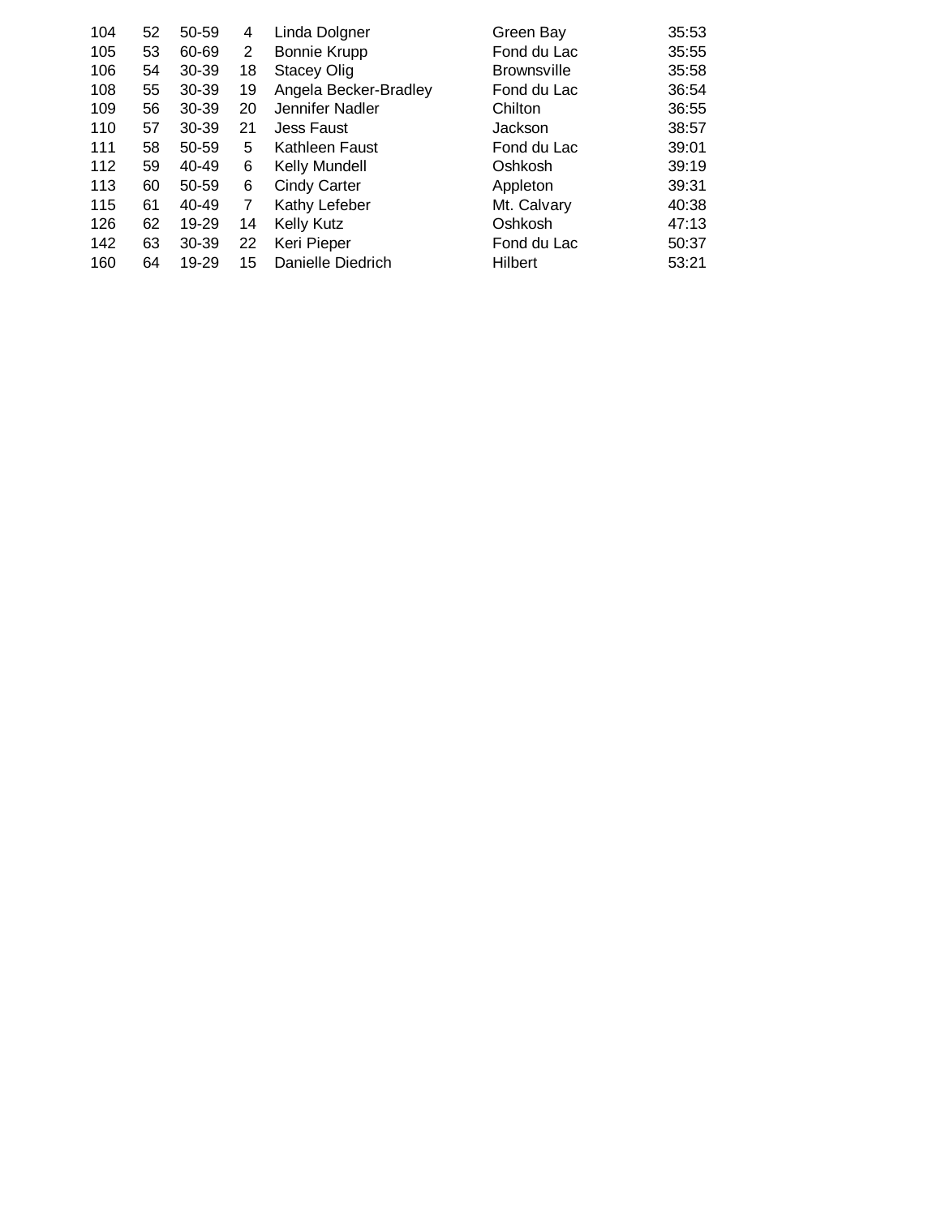| | | | | | | |
|---|---|---|---|---|---|---|
| 104 | 52 | 50-59 | 4 | Linda Dolgner | Green Bay | 35:53 |
| 105 | 53 | 60-69 | 2 | Bonnie Krupp | Fond du Lac | 35:55 |
| 106 | 54 | 30-39 | 18 | Stacey Olig | Brownsville | 35:58 |
| 108 | 55 | 30-39 | 19 | Angela Becker-Bradley | Fond du Lac | 36:54 |
| 109 | 56 | 30-39 | 20 | Jennifer Nadler | Chilton | 36:55 |
| 110 | 57 | 30-39 | 21 | Jess Faust | Jackson | 38:57 |
| 111 | 58 | 50-59 | 5 | Kathleen Faust | Fond du Lac | 39:01 |
| 112 | 59 | 40-49 | 6 | Kelly Mundell | Oshkosh | 39:19 |
| 113 | 60 | 50-59 | 6 | Cindy Carter | Appleton | 39:31 |
| 115 | 61 | 40-49 | 7 | Kathy Lefeber | Mt. Calvary | 40:38 |
| 126 | 62 | 19-29 | 14 | Kelly Kutz | Oshkosh | 47:13 |
| 142 | 63 | 30-39 | 22 | Keri Pieper | Fond du Lac | 50:37 |
| 160 | 64 | 19-29 | 15 | Danielle Diedrich | Hilbert | 53:21 |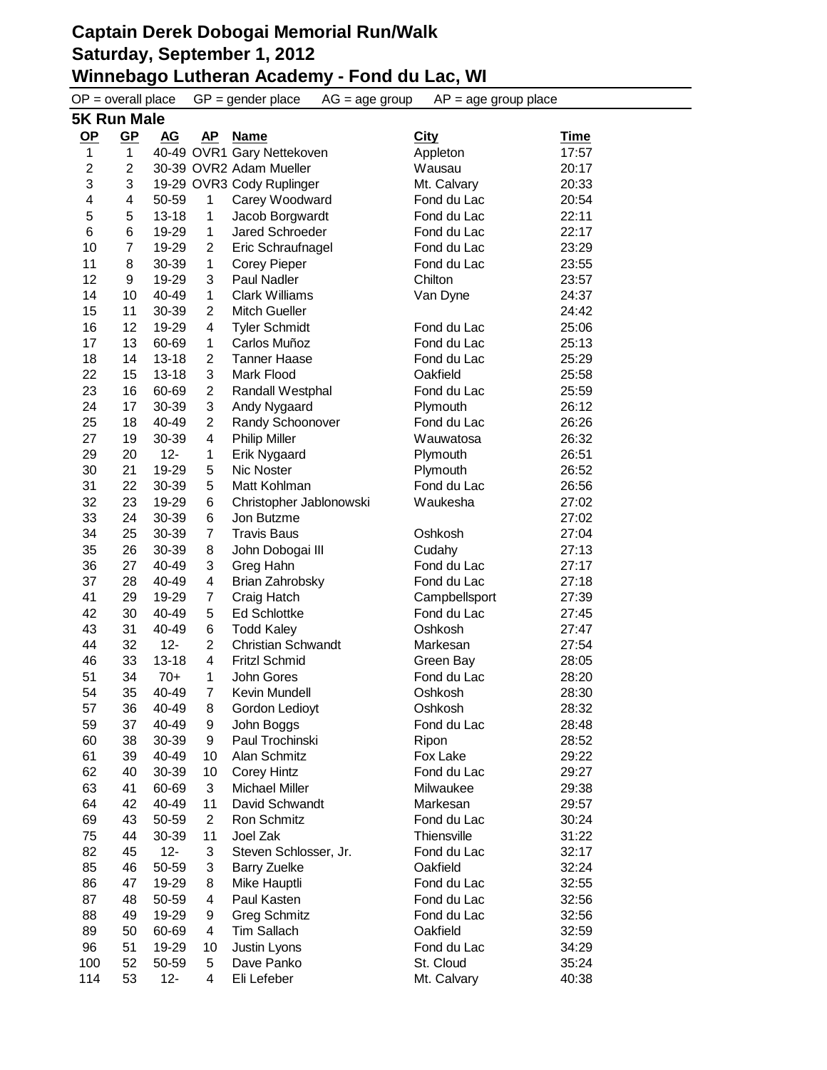# Captain Derek Dobogai Memorial Run/Walk
## Saturday, September 1, 2012
## Winnebago Lutheran Academy - Fond du Lac, WI

OP = overall place GP = gender place AG = age group AP = age group place

### 5K Run Male

| OP | GP | AG | AP | Name | City | Time |
|---|---|---|---|---|---|---|
| 1 | 1 | 40-49 | OVR1 | Gary Nettekoven | Appleton | 17:57 |
| 2 | 2 | 30-39 | OVR2 | Adam Mueller | Wausau | 20:17 |
| 3 | 3 | 19-29 | OVR3 | Cody Ruplinger | Mt. Calvary | 20:33 |
| 4 | 4 | 50-59 | 1 | Carey Woodward | Fond du Lac | 20:54 |
| 5 | 5 | 13-18 | 1 | Jacob Borgwardt | Fond du Lac | 22:11 |
| 6 | 6 | 19-29 | 1 | Jared Schroeder | Fond du Lac | 22:17 |
| 10 | 7 | 19-29 | 2 | Eric Schraufnagel | Fond du Lac | 23:29 |
| 11 | 8 | 30-39 | 1 | Corey Pieper | Fond du Lac | 23:55 |
| 12 | 9 | 19-29 | 3 | Paul Nadler | Chilton | 23:57 |
| 14 | 10 | 40-49 | 1 | Clark Williams | Van Dyne | 24:37 |
| 15 | 11 | 30-39 | 2 | Mitch Gueller | | 24:42 |
| 16 | 12 | 19-29 | 4 | Tyler Schmidt | Fond du Lac | 25:06 |
| 17 | 13 | 60-69 | 1 | Carlos Muñoz | Fond du Lac | 25:13 |
| 18 | 14 | 13-18 | 2 | Tanner Haase | Fond du Lac | 25:29 |
| 22 | 15 | 13-18 | 3 | Mark Flood | Oakfield | 25:58 |
| 23 | 16 | 60-69 | 2 | Randall Westphal | Fond du Lac | 25:59 |
| 24 | 17 | 30-39 | 3 | Andy Nygaard | Plymouth | 26:12 |
| 25 | 18 | 40-49 | 2 | Randy Schoonover | Fond du Lac | 26:26 |
| 27 | 19 | 30-39 | 4 | Philip Miller | Wauwatosa | 26:32 |
| 29 | 20 | 12- | 1 | Erik Nygaard | Plymouth | 26:51 |
| 30 | 21 | 19-29 | 5 | Nic Noster | Plymouth | 26:52 |
| 31 | 22 | 30-39 | 5 | Matt Kohlman | Fond du Lac | 26:56 |
| 32 | 23 | 19-29 | 6 | Christopher Jablonowski | Waukesha | 27:02 |
| 33 | 24 | 30-39 | 6 | Jon Butzme | | 27:02 |
| 34 | 25 | 30-39 | 7 | Travis Baus | Oshkosh | 27:04 |
| 35 | 26 | 30-39 | 8 | John Dobogai III | Cudahy | 27:13 |
| 36 | 27 | 40-49 | 3 | Greg Hahn | Fond du Lac | 27:17 |
| 37 | 28 | 40-49 | 4 | Brian Zahrobsky | Fond du Lac | 27:18 |
| 41 | 29 | 19-29 | 7 | Craig Hatch | Campbellsport | 27:39 |
| 42 | 30 | 40-49 | 5 | Ed Schlottke | Fond du Lac | 27:45 |
| 43 | 31 | 40-49 | 6 | Todd Kaley | Oshkosh | 27:47 |
| 44 | 32 | 12- | 2 | Christian Schwandt | Markesan | 27:54 |
| 46 | 33 | 13-18 | 4 | Fritzl Schmid | Green Bay | 28:05 |
| 51 | 34 | 70+ | 1 | John Gores | Fond du Lac | 28:20 |
| 54 | 35 | 40-49 | 7 | Kevin Mundell | Oshkosh | 28:30 |
| 57 | 36 | 40-49 | 8 | Gordon Ledioyt | Oshkosh | 28:32 |
| 59 | 37 | 40-49 | 9 | John Boggs | Fond du Lac | 28:48 |
| 60 | 38 | 30-39 | 9 | Paul Trochinski | Ripon | 28:52 |
| 61 | 39 | 40-49 | 10 | Alan Schmitz | Fox Lake | 29:22 |
| 62 | 40 | 30-39 | 10 | Corey Hintz | Fond du Lac | 29:27 |
| 63 | 41 | 60-69 | 3 | Michael Miller | Milwaukee | 29:38 |
| 64 | 42 | 40-49 | 11 | David Schwandt | Markesan | 29:57 |
| 69 | 43 | 50-59 | 2 | Ron Schmitz | Fond du Lac | 30:24 |
| 75 | 44 | 30-39 | 11 | Joel Zak | Thiensville | 31:22 |
| 82 | 45 | 12- | 3 | Steven Schlosser, Jr. | Fond du Lac | 32:17 |
| 85 | 46 | 50-59 | 3 | Barry Zuelke | Oakfield | 32:24 |
| 86 | 47 | 19-29 | 8 | Mike Hauptli | Fond du Lac | 32:55 |
| 87 | 48 | 50-59 | 4 | Paul Kasten | Fond du Lac | 32:56 |
| 88 | 49 | 19-29 | 9 | Greg Schmitz | Fond du Lac | 32:56 |
| 89 | 50 | 60-69 | 4 | Tim Sallach | Oakfield | 32:59 |
| 96 | 51 | 19-29 | 10 | Justin Lyons | Fond du Lac | 34:29 |
| 100 | 52 | 50-59 | 5 | Dave Panko | St. Cloud | 35:24 |
| 114 | 53 | 12- | 4 | Eli Lefeber | Mt. Calvary | 40:38 |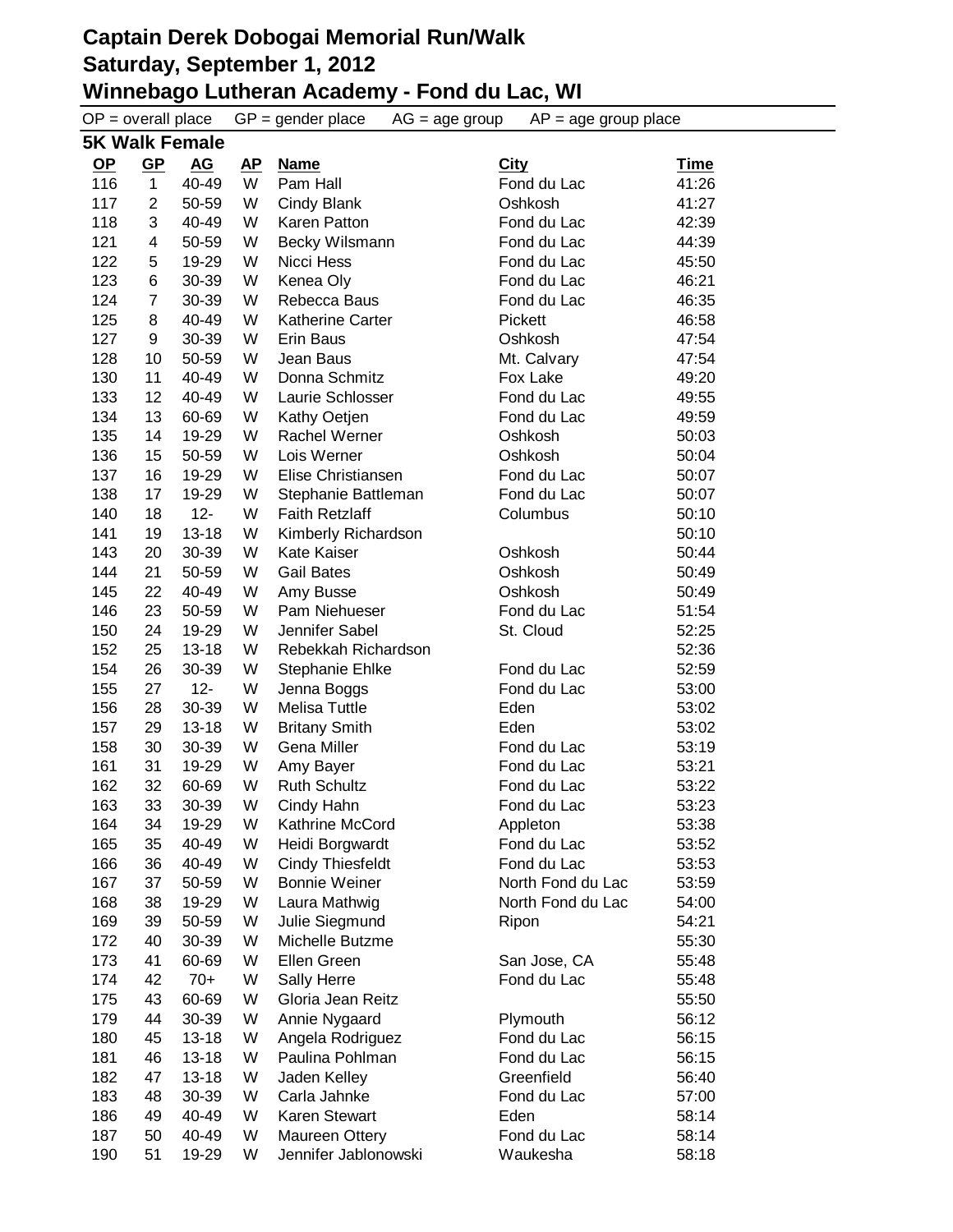# Captain Derek Dobogai Memorial Run/Walk
## Saturday, September 1, 2012
## Winnebago Lutheran Academy - Fond du Lac, WI

OP = overall place    GP = gender place    AG = age group    AP = age group place

### 5K Walk Female

| OP | GP | AG | AP | Name | City | Time |
|---|---|---|---|---|---|---|
| 116 | 1 | 40-49 | W | Pam Hall | Fond du Lac | 41:26 |
| 117 | 2 | 50-59 | W | Cindy Blank | Oshkosh | 41:27 |
| 118 | 3 | 40-49 | W | Karen Patton | Fond du Lac | 42:39 |
| 121 | 4 | 50-59 | W | Becky Wilsmann | Fond du Lac | 44:39 |
| 122 | 5 | 19-29 | W | Nicci Hess | Fond du Lac | 45:50 |
| 123 | 6 | 30-39 | W | Kenea Oly | Fond du Lac | 46:21 |
| 124 | 7 | 30-39 | W | Rebecca Baus | Fond du Lac | 46:35 |
| 125 | 8 | 40-49 | W | Katherine Carter | Pickett | 46:58 |
| 127 | 9 | 30-39 | W | Erin Baus | Oshkosh | 47:54 |
| 128 | 10 | 50-59 | W | Jean Baus | Mt. Calvary | 47:54 |
| 130 | 11 | 40-49 | W | Donna Schmitz | Fox Lake | 49:20 |
| 133 | 12 | 40-49 | W | Laurie Schlosser | Fond du Lac | 49:55 |
| 134 | 13 | 60-69 | W | Kathy Oetjen | Fond du Lac | 49:59 |
| 135 | 14 | 19-29 | W | Rachel Werner | Oshkosh | 50:03 |
| 136 | 15 | 50-59 | W | Lois Werner | Oshkosh | 50:04 |
| 137 | 16 | 19-29 | W | Elise Christiansen | Fond du Lac | 50:07 |
| 138 | 17 | 19-29 | W | Stephanie Battleman | Fond du Lac | 50:07 |
| 140 | 18 | 12- | W | Faith Retzlaff | Columbus | 50:10 |
| 141 | 19 | 13-18 | W | Kimberly Richardson | | 50:10 |
| 143 | 20 | 30-39 | W | Kate Kaiser | Oshkosh | 50:44 |
| 144 | 21 | 50-59 | W | Gail Bates | Oshkosh | 50:49 |
| 145 | 22 | 40-49 | W | Amy Busse | Oshkosh | 50:49 |
| 146 | 23 | 50-59 | W | Pam Niehueser | Fond du Lac | 51:54 |
| 150 | 24 | 19-29 | W | Jennifer Sabel | St. Cloud | 52:25 |
| 152 | 25 | 13-18 | W | Rebekkah Richardson | | 52:36 |
| 154 | 26 | 30-39 | W | Stephanie Ehlke | Fond du Lac | 52:59 |
| 155 | 27 | 12- | W | Jenna Boggs | Fond du Lac | 53:00 |
| 156 | 28 | 30-39 | W | Melisa Tuttle | Eden | 53:02 |
| 157 | 29 | 13-18 | W | Britany Smith | Eden | 53:02 |
| 158 | 30 | 30-39 | W | Gena Miller | Fond du Lac | 53:19 |
| 161 | 31 | 19-29 | W | Amy Bayer | Fond du Lac | 53:21 |
| 162 | 32 | 60-69 | W | Ruth Schultz | Fond du Lac | 53:22 |
| 163 | 33 | 30-39 | W | Cindy Hahn | Fond du Lac | 53:23 |
| 164 | 34 | 19-29 | W | Kathrine McCord | Appleton | 53:38 |
| 165 | 35 | 40-49 | W | Heidi Borgwardt | Fond du Lac | 53:52 |
| 166 | 36 | 40-49 | W | Cindy Thiesfeldt | Fond du Lac | 53:53 |
| 167 | 37 | 50-59 | W | Bonnie Weiner | North Fond du Lac | 53:59 |
| 168 | 38 | 19-29 | W | Laura Mathwig | North Fond du Lac | 54:00 |
| 169 | 39 | 50-59 | W | Julie Siegmund | Ripon | 54:21 |
| 172 | 40 | 30-39 | W | Michelle Butzme | | 55:30 |
| 173 | 41 | 60-69 | W | Ellen Green | San Jose, CA | 55:48 |
| 174 | 42 | 70+ | W | Sally Herre | Fond du Lac | 55:48 |
| 175 | 43 | 60-69 | W | Gloria Jean Reitz | | 55:50 |
| 179 | 44 | 30-39 | W | Annie Nygaard | Plymouth | 56:12 |
| 180 | 45 | 13-18 | W | Angela Rodriguez | Fond du Lac | 56:15 |
| 181 | 46 | 13-18 | W | Paulina Pohlman | Fond du Lac | 56:15 |
| 182 | 47 | 13-18 | W | Jaden Kelley | Greenfield | 56:40 |
| 183 | 48 | 30-39 | W | Carla Jahnke | Fond du Lac | 57:00 |
| 186 | 49 | 40-49 | W | Karen Stewart | Eden | 58:14 |
| 187 | 50 | 40-49 | W | Maureen Ottery | Fond du Lac | 58:14 |
| 190 | 51 | 19-29 | W | Jennifer Jablonowski | Waukesha | 58:18 |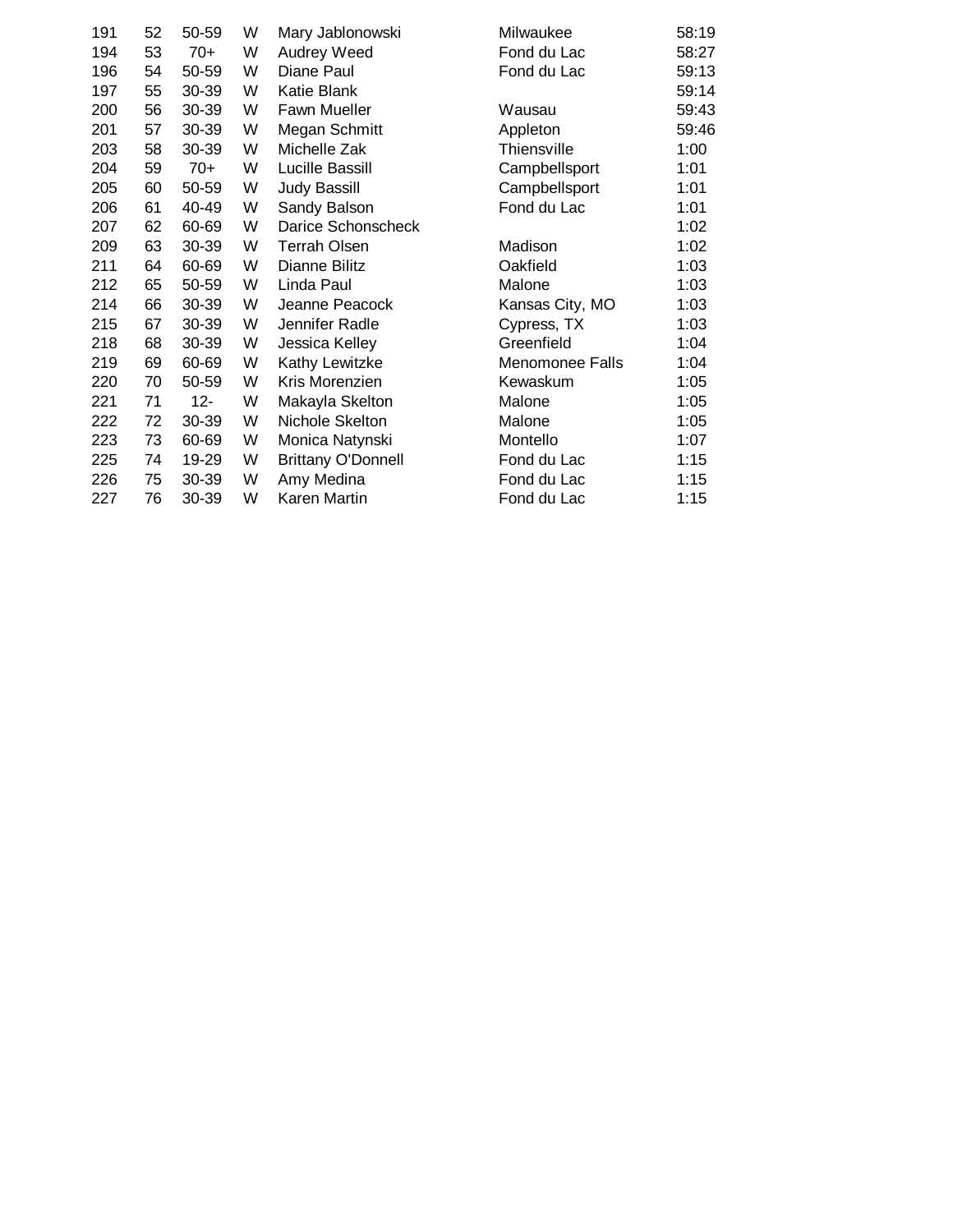| | | | | | | |
|---|---|---|---|---|---|---|
| 191 | 52 | 50-59 | W | Mary Jablonowski | Milwaukee | 58:19 |
| 194 | 53 | 70+ | W | Audrey Weed | Fond du Lac | 58:27 |
| 196 | 54 | 50-59 | W | Diane Paul | Fond du Lac | 59:13 |
| 197 | 55 | 30-39 | W | Katie Blank | | 59:14 |
| 200 | 56 | 30-39 | W | Fawn Mueller | Wausau | 59:43 |
| 201 | 57 | 30-39 | W | Megan Schmitt | Appleton | 59:46 |
| 203 | 58 | 30-39 | W | Michelle Zak | Thiensville | 1:00 |
| 204 | 59 | 70+ | W | Lucille Bassill | Campbellsport | 1:01 |
| 205 | 60 | 50-59 | W | Judy Bassill | Campbellsport | 1:01 |
| 206 | 61 | 40-49 | W | Sandy Balson | Fond du Lac | 1:01 |
| 207 | 62 | 60-69 | W | Darice Schonscheck | | 1:02 |
| 209 | 63 | 30-39 | W | Terrah Olsen | Madison | 1:02 |
| 211 | 64 | 60-69 | W | Dianne Bilitz | Oakfield | 1:03 |
| 212 | 65 | 50-59 | W | Linda Paul | Malone | 1:03 |
| 214 | 66 | 30-39 | W | Jeanne Peacock | Kansas City, MO | 1:03 |
| 215 | 67 | 30-39 | W | Jennifer Radle | Cypress, TX | 1:03 |
| 218 | 68 | 30-39 | W | Jessica Kelley | Greenfield | 1:04 |
| 219 | 69 | 60-69 | W | Kathy Lewitzke | Menomonee Falls | 1:04 |
| 220 | 70 | 50-59 | W | Kris Morenzien | Kewaskum | 1:05 |
| 221 | 71 | 12- | W | Makayla Skelton | Malone | 1:05 |
| 222 | 72 | 30-39 | W | Nichole Skelton | Malone | 1:05 |
| 223 | 73 | 60-69 | W | Monica Natynski | Montello | 1:07 |
| 225 | 74 | 19-29 | W | Brittany O'Donnell | Fond du Lac | 1:15 |
| 226 | 75 | 30-39 | W | Amy Medina | Fond du Lac | 1:15 |
| 227 | 76 | 30-39 | W | Karen Martin | Fond du Lac | 1:15 |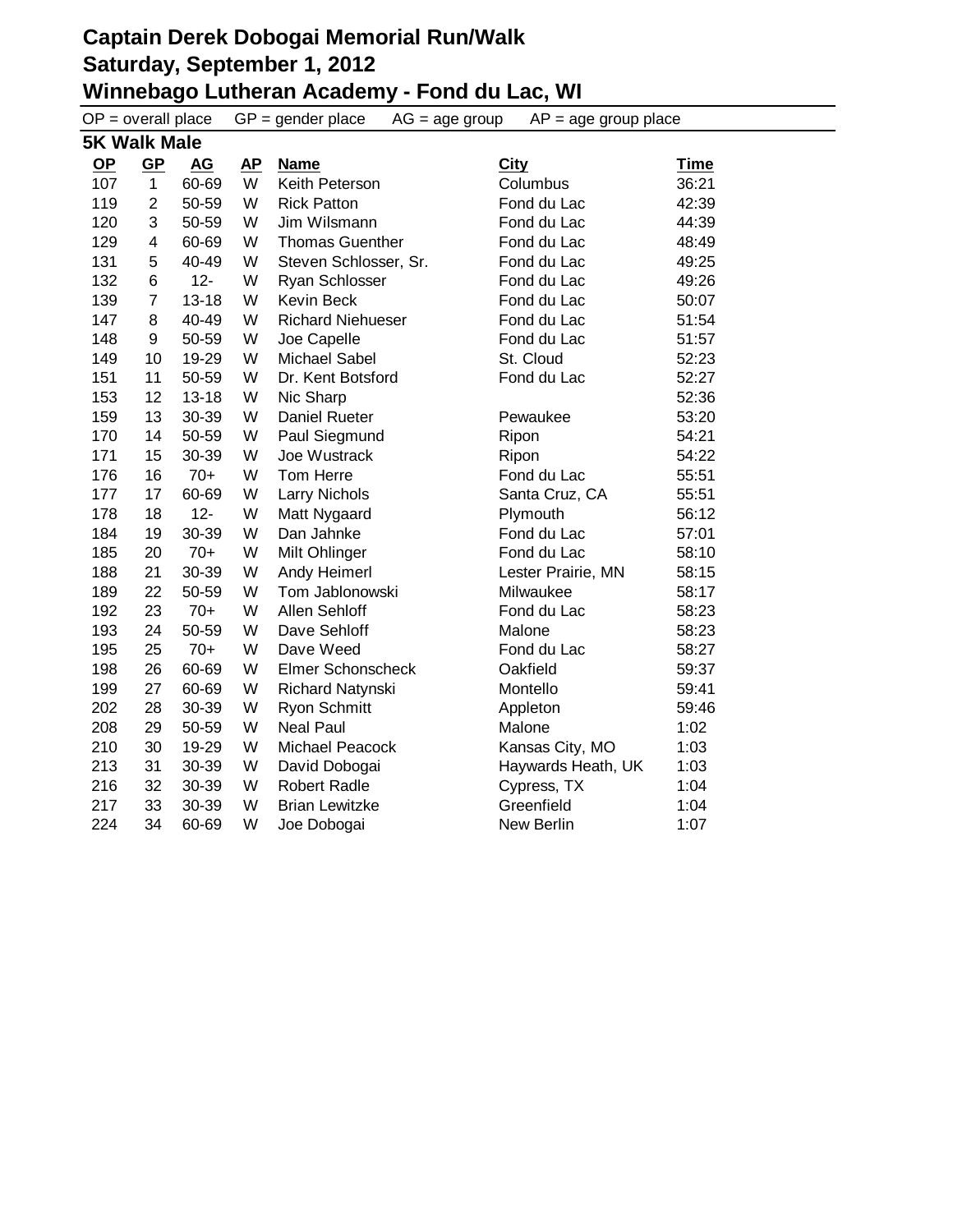# Captain Derek Dobogai Memorial Run/Walk
## Saturday, September 1, 2012
## Winnebago Lutheran Academy - Fond du Lac, WI

OP = overall place  GP = gender place  AG = age group  AP = age group place

### 5K Walk Male

| OP | GP | AG | AP | Name | City | Time |
|---|---|---|---|---|---|---|
| 107 | 1 | 60-69 | W | Keith Peterson | Columbus | 36:21 |
| 119 | 2 | 50-59 | W | Rick Patton | Fond du Lac | 42:39 |
| 120 | 3 | 50-59 | W | Jim Wilsmann | Fond du Lac | 44:39 |
| 129 | 4 | 60-69 | W | Thomas Guenther | Fond du Lac | 48:49 |
| 131 | 5 | 40-49 | W | Steven Schlosser, Sr. | Fond du Lac | 49:25 |
| 132 | 6 | 12- | W | Ryan Schlosser | Fond du Lac | 49:26 |
| 139 | 7 | 13-18 | W | Kevin Beck | Fond du Lac | 50:07 |
| 147 | 8 | 40-49 | W | Richard Niehueser | Fond du Lac | 51:54 |
| 148 | 9 | 50-59 | W | Joe Capelle | Fond du Lac | 51:57 |
| 149 | 10 | 19-29 | W | Michael Sabel | St. Cloud | 52:23 |
| 151 | 11 | 50-59 | W | Dr. Kent Botsford | Fond du Lac | 52:27 |
| 153 | 12 | 13-18 | W | Nic Sharp | | 52:36 |
| 159 | 13 | 30-39 | W | Daniel Rueter | Pewaukee | 53:20 |
| 170 | 14 | 50-59 | W | Paul Siegmund | Ripon | 54:21 |
| 171 | 15 | 30-39 | W | Joe Wustrack | Ripon | 54:22 |
| 176 | 16 | 70+ | W | Tom Herre | Fond du Lac | 55:51 |
| 177 | 17 | 60-69 | W | Larry Nichols | Santa Cruz, CA | 55:51 |
| 178 | 18 | 12- | W | Matt Nygaard | Plymouth | 56:12 |
| 184 | 19 | 30-39 | W | Dan Jahnke | Fond du Lac | 57:01 |
| 185 | 20 | 70+ | W | Milt Ohlinger | Fond du Lac | 58:10 |
| 188 | 21 | 30-39 | W | Andy Heimerl | Lester Prairie, MN | 58:15 |
| 189 | 22 | 50-59 | W | Tom Jablonowski | Milwaukee | 58:17 |
| 192 | 23 | 70+ | W | Allen Sehloff | Fond du Lac | 58:23 |
| 193 | 24 | 50-59 | W | Dave Sehloff | Malone | 58:23 |
| 195 | 25 | 70+ | W | Dave Weed | Fond du Lac | 58:27 |
| 198 | 26 | 60-69 | W | Elmer Schonscheck | Oakfield | 59:37 |
| 199 | 27 | 60-69 | W | Richard Natynski | Montello | 59:41 |
| 202 | 28 | 30-39 | W | Ryon Schmitt | Appleton | 59:46 |
| 208 | 29 | 50-59 | W | Neal Paul | Malone | 1:02 |
| 210 | 30 | 19-29 | W | Michael Peacock | Kansas City, MO | 1:03 |
| 213 | 31 | 30-39 | W | David Dobogai | Haywards Heath, UK | 1:03 |
| 216 | 32 | 30-39 | W | Robert Radle | Cypress, TX | 1:04 |
| 217 | 33 | 30-39 | W | Brian Lewitzke | Greenfield | 1:04 |
| 224 | 34 | 60-69 | W | Joe Dobogai | New Berlin | 1:07 |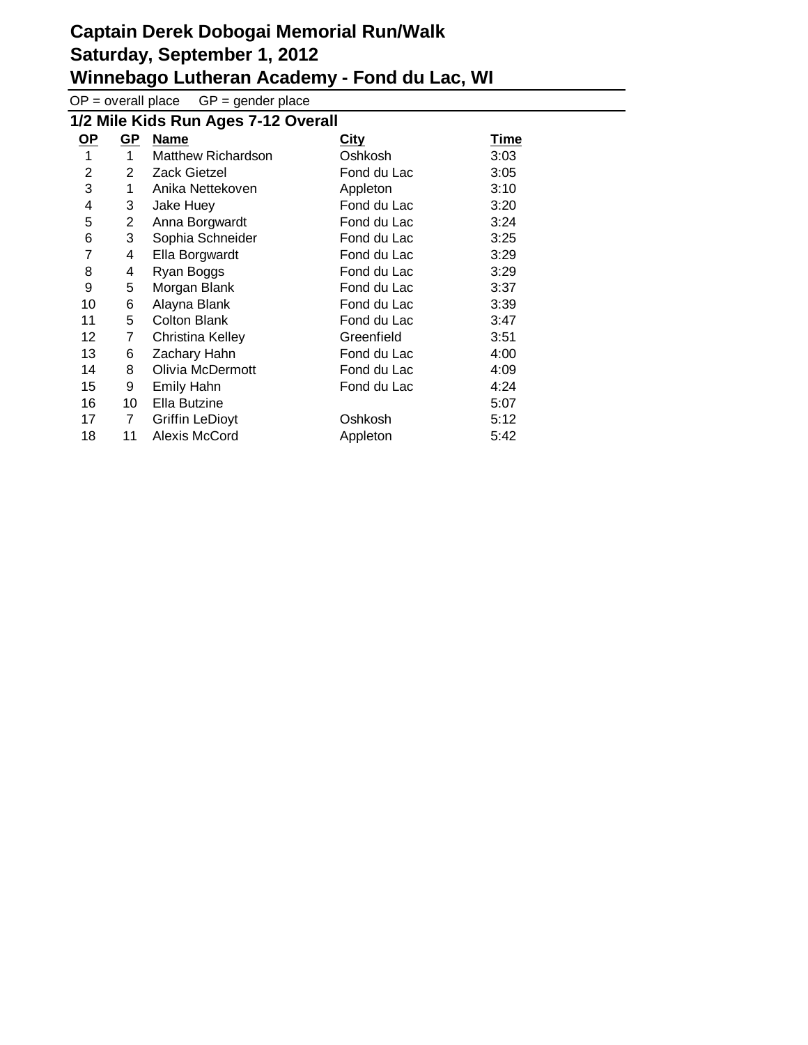# Captain Derek Dobogai Memorial Run/Walk
# Saturday, September 1, 2012
# Winnebago Lutheran Academy - Fond du Lac, WI

OP = overall place GP = gender place

## 1/2 Mile Kids Run Ages 7-12 Overall

| OP | GP | Name | City | Time |
|---|---|---|---|---|
| 1 | 1 | Matthew Richardson | Oshkosh | 3:03 |
| 2 | 2 | Zack Gietzel | Fond du Lac | 3:05 |
| 3 | 1 | Anika Nettekoven | Appleton | 3:10 |
| 4 | 3 | Jake Huey | Fond du Lac | 3:20 |
| 5 | 2 | Anna Borgwardt | Fond du Lac | 3:24 |
| 6 | 3 | Sophia Schneider | Fond du Lac | 3:25 |
| 7 | 4 | Ella Borgwardt | Fond du Lac | 3:29 |
| 8 | 4 | Ryan Boggs | Fond du Lac | 3:29 |
| 9 | 5 | Morgan Blank | Fond du Lac | 3:37 |
| 10 | 6 | Alayna Blank | Fond du Lac | 3:39 |
| 11 | 5 | Colton Blank | Fond du Lac | 3:47 |
| 12 | 7 | Christina Kelley | Greenfield | 3:51 |
| 13 | 6 | Zachary Hahn | Fond du Lac | 4:00 |
| 14 | 8 | Olivia McDermott | Fond du Lac | 4:09 |
| 15 | 9 | Emily Hahn | Fond du Lac | 4:24 |
| 16 | 10 | Ella Butzine | | 5:07 |
| 17 | 7 | Griffin LeDioyt | Oshkosh | 5:12 |
| 18 | 11 | Alexis McCord | Appleton | 5:42 |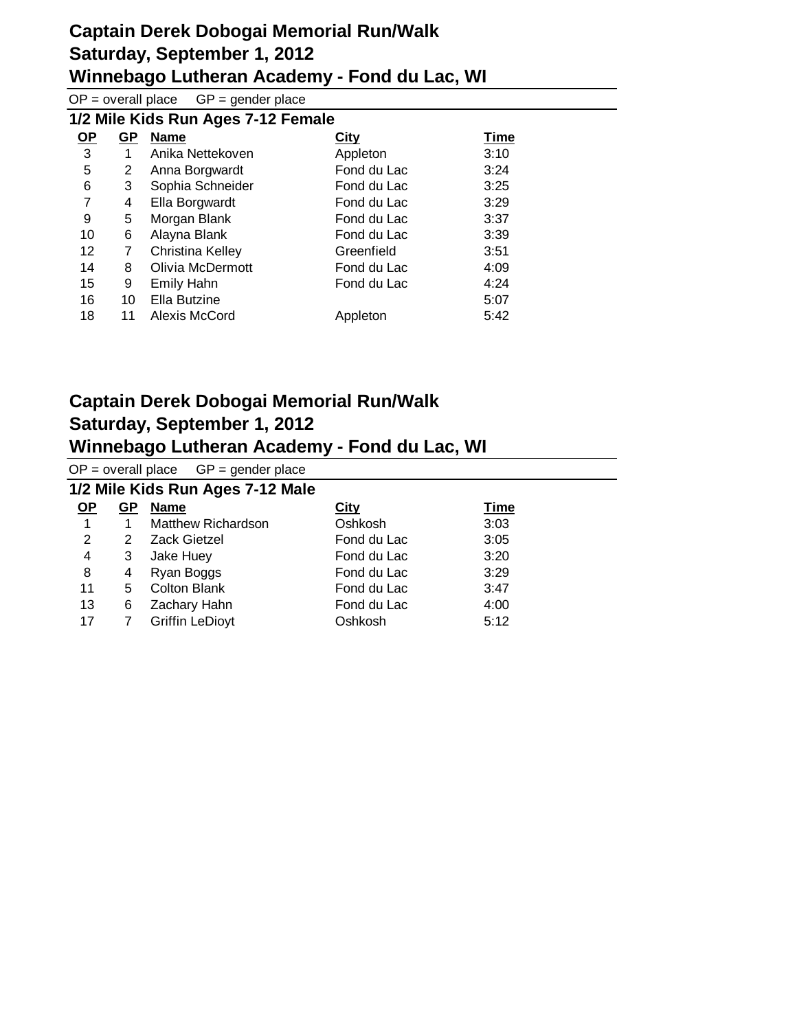# Captain Derek Dobogai Memorial Run/Walk
## Saturday, September 1, 2012
## Winnebago Lutheran Academy - Fond du Lac, WI

OP = overall place GP = gender place

### 1/2 Mile Kids Run Ages 7-12 Female

| OP | GP | Name | City | Time |
|---|---|---|---|---|
| 3 | 1 | Anika Nettekoven | Appleton | 3:10 |
| 5 | 2 | Anna Borgwardt | Fond du Lac | 3:24 |
| 6 | 3 | Sophia Schneider | Fond du Lac | 3:25 |
| 7 | 4 | Ella Borgwardt | Fond du Lac | 3:29 |
| 9 | 5 | Morgan Blank | Fond du Lac | 3:37 |
| 10 | 6 | Alayna Blank | Fond du Lac | 3:39 |
| 12 | 7 | Christina Kelley | Greenfield | 3:51 |
| 14 | 8 | Olivia McDermott | Fond du Lac | 4:09 |
| 15 | 9 | Emily Hahn | Fond du Lac | 4:24 |
| 16 | 10 | Ella Butzine | | 5:07 |
| 18 | 11 | Alexis McCord | Appleton | 5:42 |

# Captain Derek Dobogai Memorial Run/Walk
## Saturday, September 1, 2012
## Winnebago Lutheran Academy - Fond du Lac, WI

OP = overall place GP = gender place

### 1/2 Mile Kids Run Ages 7-12 Male

| OP | GP | Name | City | Time |
|---|---|---|---|---|
| 1 | 1 | Matthew Richardson | Oshkosh | 3:03 |
| 2 | 2 | Zack Gietzel | Fond du Lac | 3:05 |
| 4 | 3 | Jake Huey | Fond du Lac | 3:20 |
| 8 | 4 | Ryan Boggs | Fond du Lac | 3:29 |
| 11 | 5 | Colton Blank | Fond du Lac | 3:47 |
| 13 | 6 | Zachary Hahn | Fond du Lac | 4:00 |
| 17 | 7 | Griffin LeDioyt | Oshkosh | 5:12 |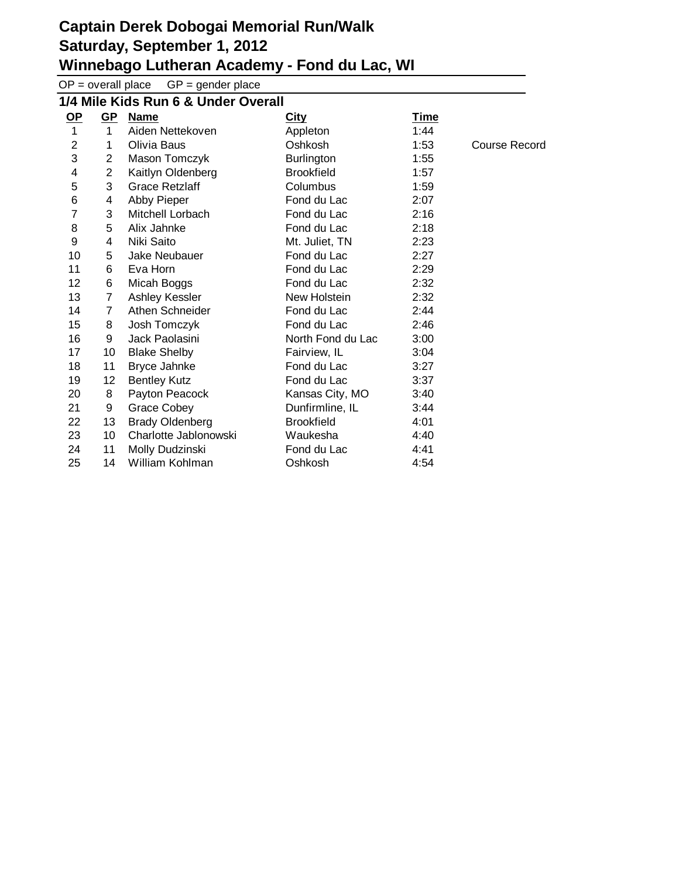# Captain Derek Dobogai Memorial Run/Walk
# Saturday, September 1, 2012
# Winnebago Lutheran Academy - Fond du Lac, WI

OP = overall place    GP = gender place

## 1/4 Mile Kids Run 6 & Under Overall

| OP | GP | Name | City | Time | |
|---|---|---|---|---|---|
| 1 | 1 | Aiden Nettekoven | Appleton | 1:44 | |
| 2 | 1 | Olivia Baus | Oshkosh | 1:53 | Course Record |
| 3 | 2 | Mason Tomczyk | Burlington | 1:55 | |
| 4 | 2 | Kaitlyn Oldenberg | Brookfield | 1:57 | |
| 5 | 3 | Grace Retzlaff | Columbus | 1:59 | |
| 6 | 4 | Abby Pieper | Fond du Lac | 2:07 | |
| 7 | 3 | Mitchell Lorbach | Fond du Lac | 2:16 | |
| 8 | 5 | Alix Jahnke | Fond du Lac | 2:18 | |
| 9 | 4 | Niki Saito | Mt. Juliet, TN | 2:23 | |
| 10 | 5 | Jake Neubauer | Fond du Lac | 2:27 | |
| 11 | 6 | Eva Horn | Fond du Lac | 2:29 | |
| 12 | 6 | Micah Boggs | Fond du Lac | 2:32 | |
| 13 | 7 | Ashley Kessler | New Holstein | 2:32 | |
| 14 | 7 | Athen Schneider | Fond du Lac | 2:44 | |
| 15 | 8 | Josh Tomczyk | Fond du Lac | 2:46 | |
| 16 | 9 | Jack Paolasini | North Fond du Lac | 3:00 | |
| 17 | 10 | Blake Shelby | Fairview, IL | 3:04 | |
| 18 | 11 | Bryce Jahnke | Fond du Lac | 3:27 | |
| 19 | 12 | Bentley Kutz | Fond du Lac | 3:37 | |
| 20 | 8 | Payton Peacock | Kansas City, MO | 3:40 | |
| 21 | 9 | Grace Cobey | Dunfirmline, IL | 3:44 | |
| 22 | 13 | Brady Oldenberg | Brookfield | 4:01 | |
| 23 | 10 | Charlotte Jablonowski | Waukesha | 4:40 | |
| 24 | 11 | Molly Dudzinski | Fond du Lac | 4:41 | |
| 25 | 14 | William Kohlman | Oshkosh | 4:54 | |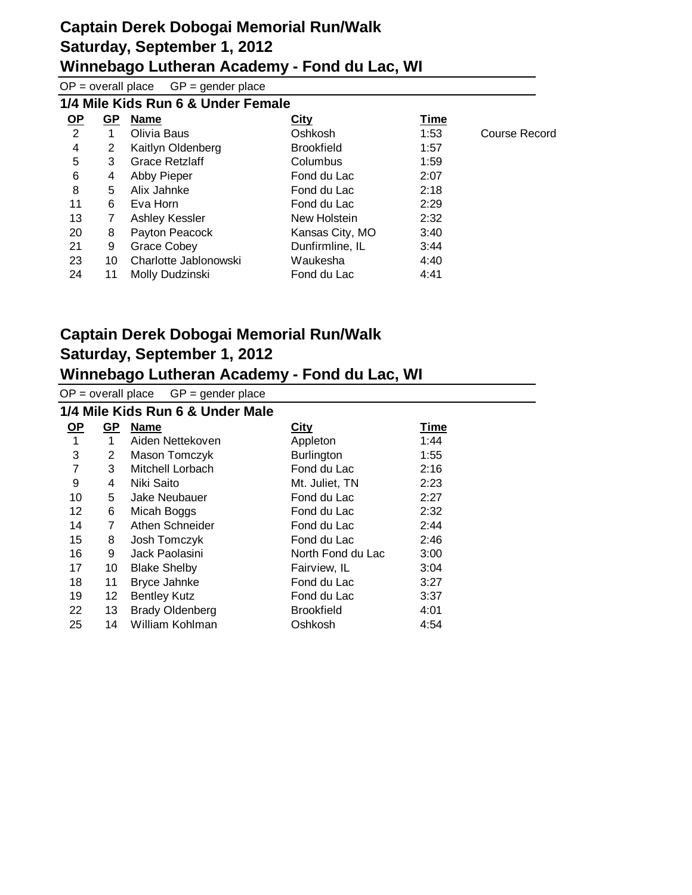# Captain Derek Dobogai Memorial Run/Walk
## Saturday, September 1, 2012
## Winnebago Lutheran Academy - Fond du Lac, WI

OP = overall place GP = gender place

### 1/4 Mile Kids Run 6 & Under Female

| OP | GP | Name | City | Time | |
|---|---|---|---|---|---|
| 2 | 1 | Olivia Baus | Oshkosh | 1:53 | Course Record |
| 4 | 2 | Kaitlyn Oldenberg | Brookfield | 1:57 | |
| 5 | 3 | Grace Retzlaff | Columbus | 1:59 | |
| 6 | 4 | Abby Pieper | Fond du Lac | 2:07 | |
| 8 | 5 | Alix Jahnke | Fond du Lac | 2:18 | |
| 11 | 6 | Eva Horn | Fond du Lac | 2:29 | |
| 13 | 7 | Ashley Kessler | New Holstein | 2:32 | |
| 20 | 8 | Payton Peacock | Kansas City, MO | 3:40 | |
| 21 | 9 | Grace Cobey | Dunfirmline, IL | 3:44 | |
| 23 | 10 | Charlotte Jablonowski | Waukesha | 4:40 | |
| 24 | 11 | Molly Dudzinski | Fond du Lac | 4:41 | |

# Captain Derek Dobogai Memorial Run/Walk
## Saturday, September 1, 2012
## Winnebago Lutheran Academy - Fond du Lac, WI

OP = overall place GP = gender place

### 1/4 Mile Kids Run 6 & Under Male

| OP | GP | Name | City | Time |
|---|---|---|---|---|
| 1 | 1 | Aiden Nettekoven | Appleton | 1:44 |
| 3 | 2 | Mason Tomczyk | Burlington | 1:55 |
| 7 | 3 | Mitchell Lorbach | Fond du Lac | 2:16 |
| 9 | 4 | Niki Saito | Mt. Juliet, TN | 2:23 |
| 10 | 5 | Jake Neubauer | Fond du Lac | 2:27 |
| 12 | 6 | Micah Boggs | Fond du Lac | 2:32 |
| 14 | 7 | Athen Schneider | Fond du Lac | 2:44 |
| 15 | 8 | Josh Tomczyk | Fond du Lac | 2:46 |
| 16 | 9 | Jack Paolasini | North Fond du Lac | 3:00 |
| 17 | 10 | Blake Shelby | Fairview, IL | 3:04 |
| 18 | 11 | Bryce Jahnke | Fond du Lac | 3:27 |
| 19 | 12 | Bentley Kutz | Fond du Lac | 3:37 |
| 22 | 13 | Brady Oldenberg | Brookfield | 4:01 |
| 25 | 14 | William Kohlman | Oshkosh | 4:54 |